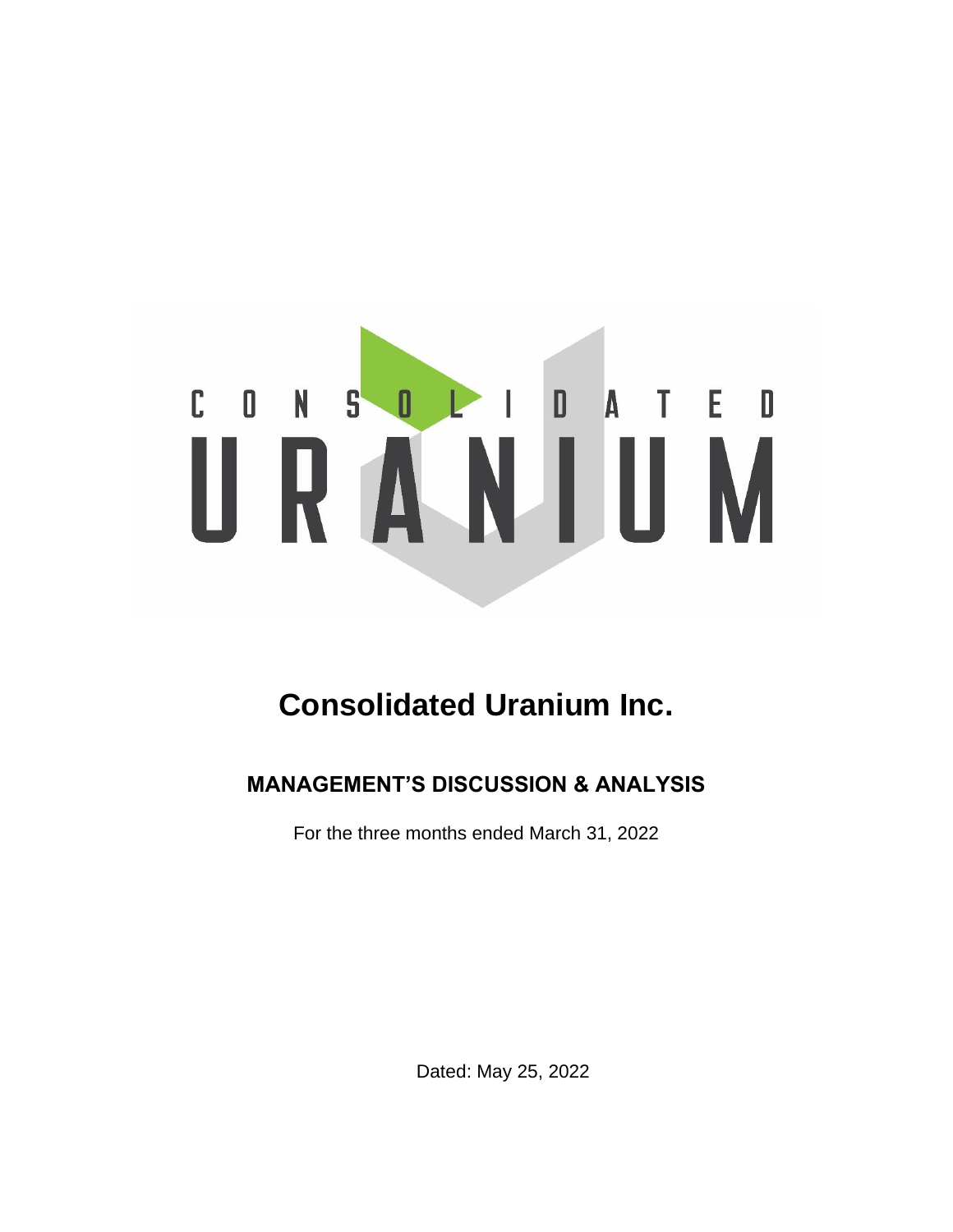# Consolidated Uranium Inc.

## MANAGEMENT'S DISCUSSION & ANALYSIS

For the three months ended March 31, 2022

Dated: May 25, 2022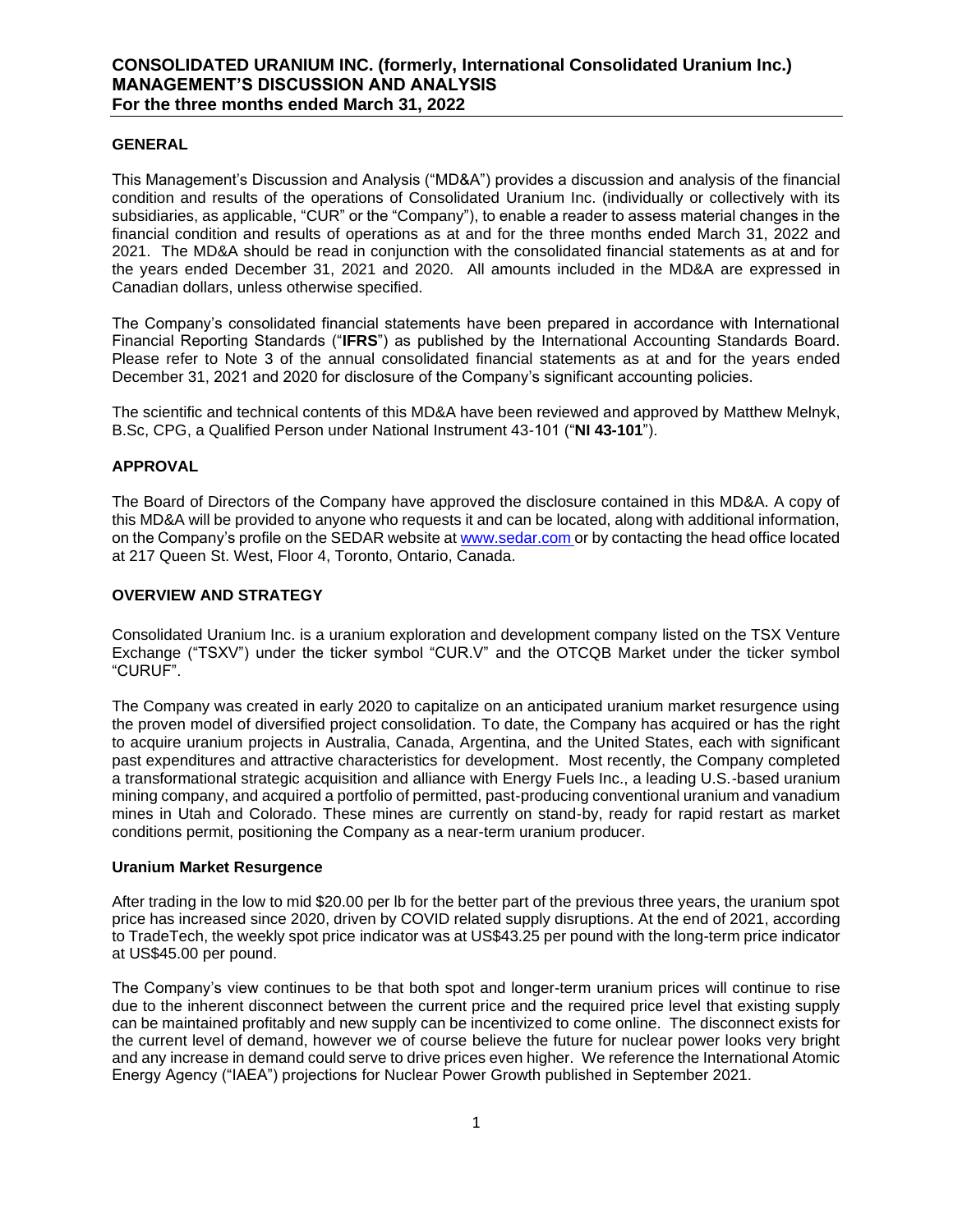## GENERAL

This Management's Discussion and Analysis ("MD&A") provides a discussion and analysis of the financial condition and results of the operations of Consolidated Uranium Inc. (individually or collectively with its subsidiaries, as applicable, "CUR" or the "Company"), to enable a reader to assess material changes in the financial condition and results of operations as at and for the three months ended March 31, 2022 and 2021. The MD&A should be read in conjunction with the consolidated financial statements as at and for the years ended December 31, 2021 and 2020. All amounts included in the MD&A are expressed in Canadian dollars, unless otherwise specified.

The Company's consolidated financial statements have been prepared in accordance with International Financial Reporting Standards ("**IFRS**") as published by the International Accounting Standards Board. Please refer to Note 3 of the annual consolidated financial statements as at and for the years ended December 31, 2021 and 2020 for disclosure of the Company's significant accounting policies.

The scientific and technical contents of this MD&A have been reviewed and approved by Matthew Melnyk, B.Sc, CPG, a Qualified Person under National Instrument 43-101 ("**NI 43-101**").

## APPROVAL

The Board of Directors of the Company have approved the disclosure contained in this MD&A. A copy of this MD&A will be provided to anyone who requests it and can be located, along with additional information, on the Company's profile on the SEDAR website at www.sedar.com or by contacting the head office located at 217 Queen St. West, Floor 4, Toronto, Ontario, Canada.

## OVERVIEW AND STRATEGY

Consolidated Uranium Inc. is a uranium exploration and development company listed on the TSX Venture Exchange ("TSXV") under the ticker symbol "CUR.V" and the OTCQB Market under the ticker symbol "CURUF".

The Company was created in early 2020 to capitalize on an anticipated uranium market resurgence using the proven model of diversified project consolidation. To date, the Company has acquired or has the right to acquire uranium projects in Australia, Canada, Argentina, and the United States, each with significant past expenditures and attractive characteristics for development. Most recently, the Company completed a transformational strategic acquisition and alliance with Energy Fuels Inc., a leading U.S.-based uranium mining company, and acquired a portfolio of permitted, past-producing conventional uranium and vanadium mines in Utah and Colorado. These mines are currently on stand-by, ready for rapid restart as market conditions permit, positioning the Company as a near-term uranium producer.

### Uranium Market Resurgence

After trading in the low to mid $20.00 per lb for the better part of the previous three years, the uranium spot price has increased since 2020, driven by COVID related supply disruptions. At the end of 2021, according to TradeTech, the weekly spot price indicator was at US$43.25 per pound with the long-term price indicator at US$45.00 per pound.

The Company's view continues to be that both spot and longer-term uranium prices will continue to rise due to the inherent disconnect between the current price and the required price level that existing supply can be maintained profitably and new supply can be incentivized to come online. The disconnect exists for the current level of demand, however we of course believe the future for nuclear power looks very bright and any increase in demand could serve to drive prices even higher. We reference the International Atomic Energy Agency ("IAEA") projections for Nuclear Power Growth published in September 2021.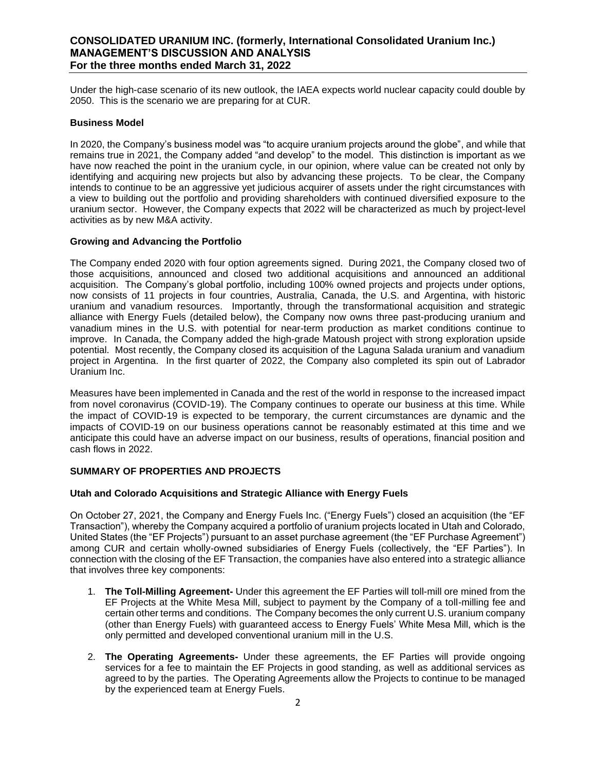Under the high-case scenario of its new outlook, the IAEA expects world nuclear capacity could double by 2050. This is the scenario we are preparing for at CUR.

### Business Model

In 2020, the Company's business model was "to acquire uranium projects around the globe", and while that remains true in 2021, the Company added "and develop" to the model. This distinction is important as we have now reached the point in the uranium cycle, in our opinion, where value can be created not only by identifying and acquiring new projects but also by advancing these projects. To be clear, the Company intends to continue to be an aggressive yet judicious acquirer of assets under the right circumstances with a view to building out the portfolio and providing shareholders with continued diversified exposure to the uranium sector. However, the Company expects that 2022 will be characterized as much by project-level activities as by new M&A activity.

### Growing and Advancing the Portfolio

The Company ended 2020 with four option agreements signed. During 2021, the Company closed two of those acquisitions, announced and closed two additional acquisitions and announced an additional acquisition. The Company's global portfolio, including 100% owned projects and projects under options, now consists of 11 projects in four countries, Australia, Canada, the U.S. and Argentina, with historic uranium and vanadium resources. Importantly, through the transformational acquisition and strategic alliance with Energy Fuels (detailed below), the Company now owns three past-producing uranium and vanadium mines in the U.S. with potential for near-term production as market conditions continue to improve. In Canada, the Company added the high-grade Matoush project with strong exploration upside potential. Most recently, the Company closed its acquisition of the Laguna Salada uranium and vanadium project in Argentina. In the first quarter of 2022, the Company also completed its spin out of Labrador Uranium Inc.

Measures have been implemented in Canada and the rest of the world in response to the increased impact from novel coronavirus (COVID-19). The Company continues to operate our business at this time. While the impact of COVID-19 is expected to be temporary, the current circumstances are dynamic and the impacts of COVID-19 on our business operations cannot be reasonably estimated at this time and we anticipate this could have an adverse impact on our business, results of operations, financial position and cash flows in 2022.

## SUMMARY OF PROPERTIES AND PROJECTS

### Utah and Colorado Acquisitions and Strategic Alliance with Energy Fuels

On October 27, 2021, the Company and Energy Fuels Inc. ("Energy Fuels") closed an acquisition (the "EF Transaction"), whereby the Company acquired a portfolio of uranium projects located in Utah and Colorado, United States (the "EF Projects") pursuant to an asset purchase agreement (the "EF Purchase Agreement") among CUR and certain wholly-owned subsidiaries of Energy Fuels (collectively, the "EF Parties"). In connection with the closing of the EF Transaction, the companies have also entered into a strategic alliance that involves three key components:

1. **The Toll-Milling Agreement-** Under this agreement the EF Parties will toll-mill ore mined from the EF Projects at the White Mesa Mill, subject to payment by the Company of a toll-milling fee and certain other terms and conditions. The Company becomes the only current U.S. uranium company (other than Energy Fuels) with guaranteed access to Energy Fuels' White Mesa Mill, which is the only permitted and developed conventional uranium mill in the U.S.
2. **The Operating Agreements-** Under these agreements, the EF Parties will provide ongoing services for a fee to maintain the EF Projects in good standing, as well as additional services as agreed to by the parties. The Operating Agreements allow the Projects to continue to be managed by the experienced team at Energy Fuels.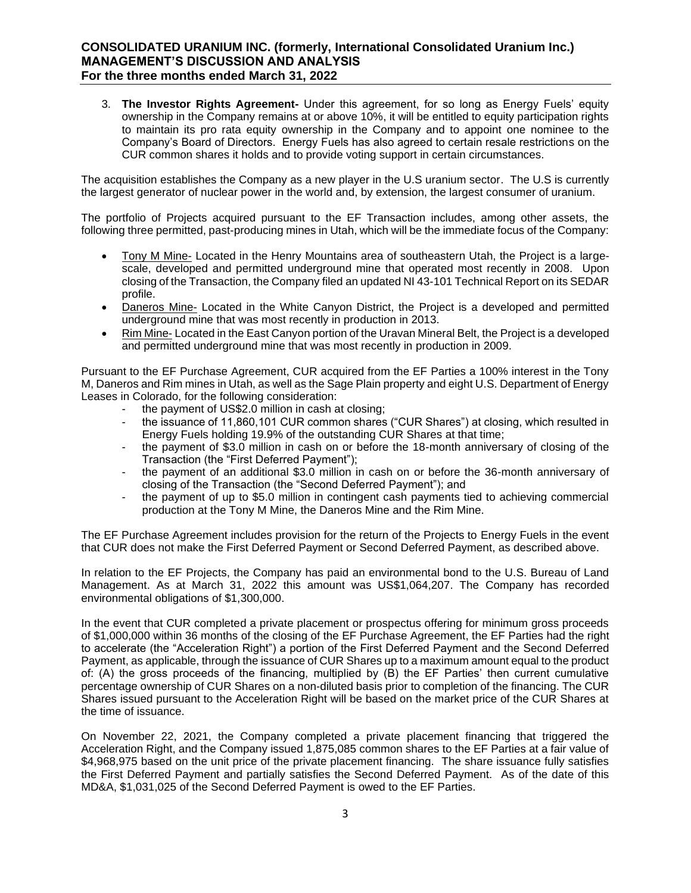3. **The Investor Rights Agreement-** Under this agreement, for so long as Energy Fuels' equity ownership in the Company remains at or above 10%, it will be entitled to equity participation rights to maintain its pro rata equity ownership in the Company and to appoint one nominee to the Company's Board of Directors. Energy Fuels has also agreed to certain resale restrictions on the CUR common shares it holds and to provide voting support in certain circumstances.

The acquisition establishes the Company as a new player in the U.S uranium sector. The U.S is currently the largest generator of nuclear power in the world and, by extension, the largest consumer of uranium.

The portfolio of Projects acquired pursuant to the EF Transaction includes, among other assets, the following three permitted, past-producing mines in Utah, which will be the immediate focus of the Company:

- Tony M Mine- Located in the Henry Mountains area of southeastern Utah, the Project is a large-scale, developed and permitted underground mine that operated most recently in 2008. Upon closing of the Transaction, the Company filed an updated NI 43-101 Technical Report on its SEDAR profile.
- Daneros Mine- Located in the White Canyon District, the Project is a developed and permitted underground mine that was most recently in production in 2013.
- Rim Mine- Located in the East Canyon portion of the Uravan Mineral Belt, the Project is a developed and permitted underground mine that was most recently in production in 2009.

Pursuant to the EF Purchase Agreement, CUR acquired from the EF Parties a 100% interest in the Tony M, Daneros and Rim mines in Utah, as well as the Sage Plain property and eight U.S. Department of Energy Leases in Colorado, for the following consideration:

- the payment of US$2.0 million in cash at closing;
- the issuance of 11,860,101 CUR common shares ("CUR Shares") at closing, which resulted in Energy Fuels holding 19.9% of the outstanding CUR Shares at that time;
- the payment of $3.0 million in cash on or before the 18-month anniversary of closing of the Transaction (the "First Deferred Payment");
- the payment of an additional $3.0 million in cash on or before the 36-month anniversary of closing of the Transaction (the "Second Deferred Payment"); and
- the payment of up to $5.0 million in contingent cash payments tied to achieving commercial production at the Tony M Mine, the Daneros Mine and the Rim Mine.

The EF Purchase Agreement includes provision for the return of the Projects to Energy Fuels in the event that CUR does not make the First Deferred Payment or Second Deferred Payment, as described above.

In relation to the EF Projects, the Company has paid an environmental bond to the U.S. Bureau of Land Management. As at March 31, 2022 this amount was US$1,064,207. The Company has recorded environmental obligations of $1,300,000.

In the event that CUR completed a private placement or prospectus offering for minimum gross proceeds of $1,000,000 within 36 months of the closing of the EF Purchase Agreement, the EF Parties had the right to accelerate (the "Acceleration Right") a portion of the First Deferred Payment and the Second Deferred Payment, as applicable, through the issuance of CUR Shares up to a maximum amount equal to the product of: (A) the gross proceeds of the financing, multiplied by (B) the EF Parties' then current cumulative percentage ownership of CUR Shares on a non-diluted basis prior to completion of the financing. The CUR Shares issued pursuant to the Acceleration Right will be based on the market price of the CUR Shares at the time of issuance.

On November 22, 2021, the Company completed a private placement financing that triggered the Acceleration Right, and the Company issued 1,875,085 common shares to the EF Parties at a fair value of $4,968,975 based on the unit price of the private placement financing. The share issuance fully satisfies the First Deferred Payment and partially satisfies the Second Deferred Payment. As of the date of this MD&A, $1,031,025 of the Second Deferred Payment is owed to the EF Parties.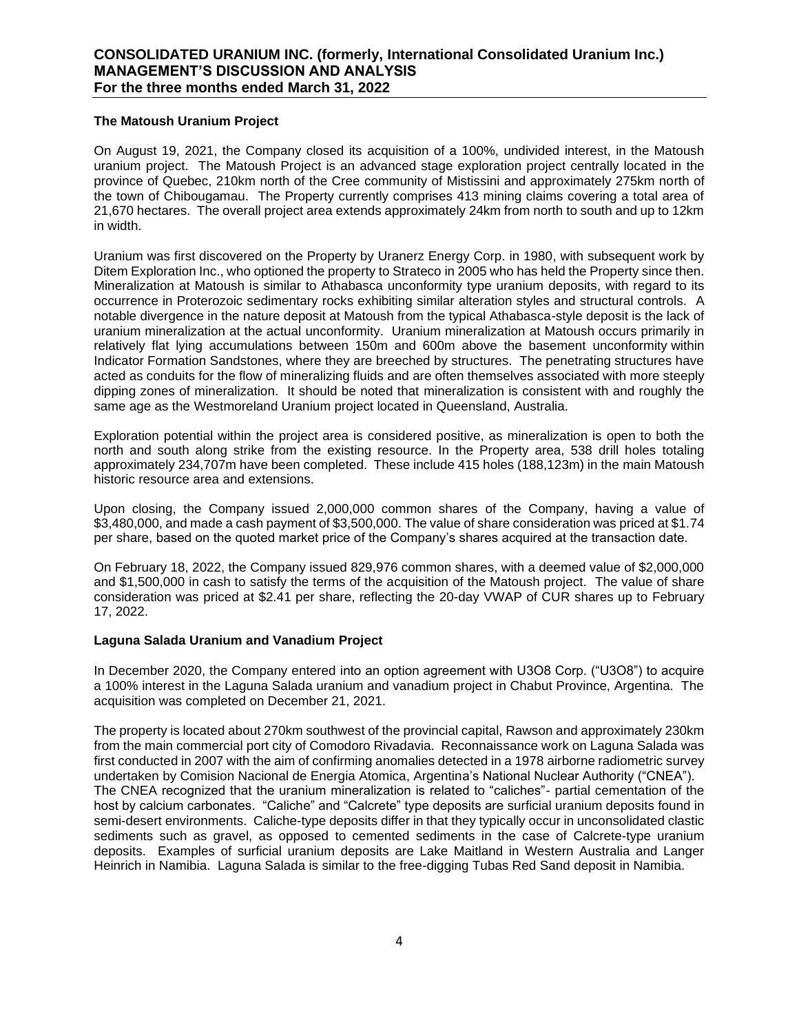### The Matoush Uranium Project

On August 19, 2021, the Company closed its acquisition of a 100%, undivided interest, in the Matoush uranium project. The Matoush Project is an advanced stage exploration project centrally located in the province of Quebec, 210km north of the Cree community of Mistissini and approximately 275km north of the town of Chibougamau. The Property currently comprises 413 mining claims covering a total area of 21,670 hectares. The overall project area extends approximately 24km from north to south and up to 12km in width.

Uranium was first discovered on the Property by Uranerz Energy Corp. in 1980, with subsequent work by Ditem Exploration Inc., who optioned the property to Strateco in 2005 who has held the Property since then. Mineralization at Matoush is similar to Athabasca unconformity type uranium deposits, with regard to its occurrence in Proterozoic sedimentary rocks exhibiting similar alteration styles and structural controls. A notable divergence in the nature deposit at Matoush from the typical Athabasca-style deposit is the lack of uranium mineralization at the actual unconformity. Uranium mineralization at Matoush occurs primarily in relatively flat lying accumulations between 150m and 600m above the basement unconformity within Indicator Formation Sandstones, where they are breeched by structures. The penetrating structures have acted as conduits for the flow of mineralizing fluids and are often themselves associated with more steeply dipping zones of mineralization. It should be noted that mineralization is consistent with and roughly the same age as the Westmoreland Uranium project located in Queensland, Australia.

Exploration potential within the project area is considered positive, as mineralization is open to both the north and south along strike from the existing resource. In the Property area, 538 drill holes totaling approximately 234,707m have been completed. These include 415 holes (188,123m) in the main Matoush historic resource area and extensions.

Upon closing, the Company issued 2,000,000 common shares of the Company, having a value of $3,480,000, and made a cash payment of $3,500,000. The value of share consideration was priced at $1.74 per share, based on the quoted market price of the Company's shares acquired at the transaction date.

On February 18, 2022, the Company issued 829,976 common shares, with a deemed value of $2,000,000 and $1,500,000 in cash to satisfy the terms of the acquisition of the Matoush project. The value of share consideration was priced at $2.41 per share, reflecting the 20-day VWAP of CUR shares up to February 17, 2022.

### Laguna Salada Uranium and Vanadium Project

In December 2020, the Company entered into an option agreement with U3O8 Corp. ("U3O8") to acquire a 100% interest in the Laguna Salada uranium and vanadium project in Chabut Province, Argentina. The acquisition was completed on December 21, 2021.

The property is located about 270km southwest of the provincial capital, Rawson and approximately 230km from the main commercial port city of Comodoro Rivadavia. Reconnaissance work on Laguna Salada was first conducted in 2007 with the aim of confirming anomalies detected in a 1978 airborne radiometric survey undertaken by Comision Nacional de Energia Atomica, Argentina's National Nuclear Authority ("CNEA"). The CNEA recognized that the uranium mineralization is related to "caliches"- partial cementation of the host by calcium carbonates. "Caliche" and "Calcrete" type deposits are surficial uranium deposits found in semi-desert environments. Caliche-type deposits differ in that they typically occur in unconsolidated clastic sediments such as gravel, as opposed to cemented sediments in the case of Calcrete-type uranium deposits. Examples of surficial uranium deposits are Lake Maitland in Western Australia and Langer Heinrich in Namibia. Laguna Salada is similar to the free-digging Tubas Red Sand deposit in Namibia.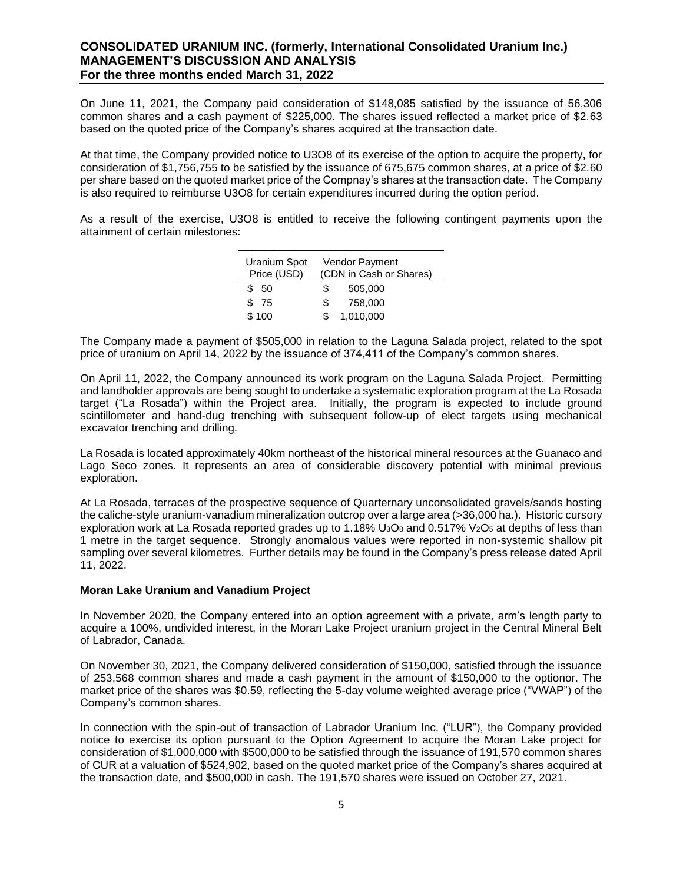On June 11, 2021, the Company paid consideration of $148,085 satisfied by the issuance of 56,306 common shares and a cash payment of $225,000. The shares issued reflected a market price of $2.63 based on the quoted price of the Company's shares acquired at the transaction date.

At that time, the Company provided notice to U3O8 of its exercise of the option to acquire the property, for consideration of $1,756,755 to be satisfied by the issuance of 675,675 common shares, at a price of $2.60 per share based on the quoted market price of the Compnay's shares at the transaction date. The Company is also required to reimburse U3O8 for certain expenditures incurred during the option period.

As a result of the exercise, U3O8 is entitled to receive the following contingent payments upon the attainment of certain milestones:

| Uranium Spot Price (USD) | Vendor Payment (CDN in Cash or Shares) |
|---|---|
| $ 50 | $ 505,000 |
| $ 75 | $ 758,000 |
| $ 100 | $ 1,010,000 |

The Company made a payment of $505,000 in relation to the Laguna Salada project, related to the spot price of uranium on April 14, 2022 by the issuance of 374,411 of the Company's common shares.

On April 11, 2022, the Company announced its work program on the Laguna Salada Project. Permitting and landholder approvals are being sought to undertake a systematic exploration program at the La Rosada target ("La Rosada") within the Project area. Initially, the program is expected to include ground scintillometer and hand-dug trenching with subsequent follow-up of elect targets using mechanical excavator trenching and drilling.

La Rosada is located approximately 40km northeast of the historical mineral resources at the Guanaco and Lago Seco zones. It represents an area of considerable discovery potential with minimal previous exploration.

At La Rosada, terraces of the prospective sequence of Quarternary unconsolidated gravels/sands hosting the caliche-style uranium-vanadium mineralization outcrop over a large area (>36,000 ha.). Historic cursory exploration work at La Rosada reported grades up to 1.18% $U_3O_8$ and 0.517% $V_2O_5$ at depths of less than 1 metre in the target sequence. Strongly anomalous values were reported in non-systemic shallow pit sampling over several kilometres. Further details may be found in the Company's press release dated April 11, 2022.

**Moran Lake Uranium and Vanadium Project**

In November 2020, the Company entered into an option agreement with a private, arm's length party to acquire a 100%, undivided interest, in the Moran Lake Project uranium project in the Central Mineral Belt of Labrador, Canada.

On November 30, 2021, the Company delivered consideration of $150,000, satisfied through the issuance of 253,568 common shares and made a cash payment in the amount of $150,000 to the optionor. The market price of the shares was $0.59, reflecting the 5-day volume weighted average price ("VWAP") of the Company's common shares.

In connection with the spin-out of transaction of Labrador Uranium Inc. ("LUR"), the Company provided notice to exercise its option pursuant to the Option Agreement to acquire the Moran Lake project for consideration of $1,000,000 with $500,000 to be satisfied through the issuance of 191,570 common shares of CUR at a valuation of $524,902, based on the quoted market price of the Company's shares acquired at the transaction date, and $500,000 in cash. The 191,570 shares were issued on October 27, 2021.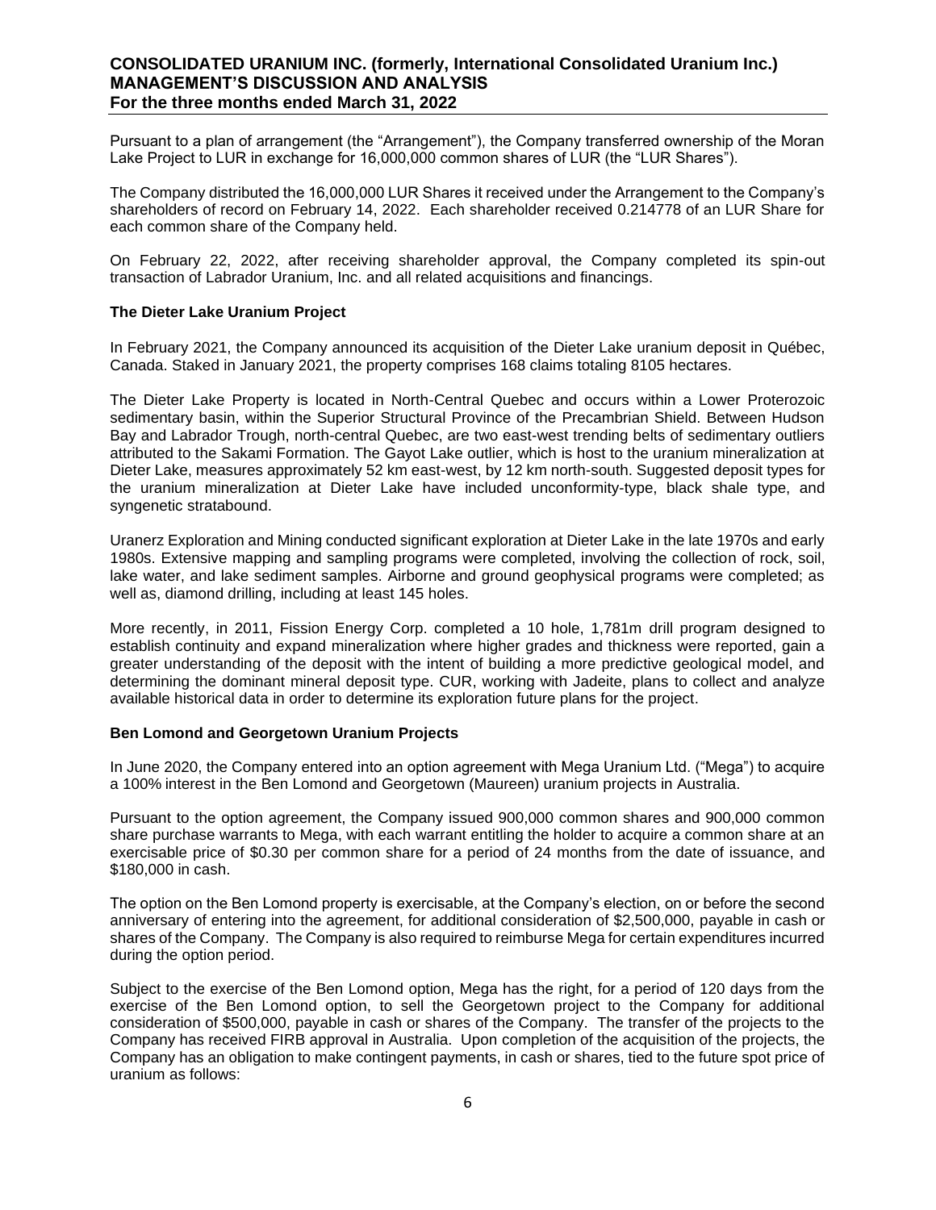Pursuant to a plan of arrangement (the "Arrangement"), the Company transferred ownership of the Moran Lake Project to LUR in exchange for 16,000,000 common shares of LUR (the "LUR Shares").

The Company distributed the 16,000,000 LUR Shares it received under the Arrangement to the Company's shareholders of record on February 14, 2022. Each shareholder received 0.214778 of an LUR Share for each common share of the Company held.

On February 22, 2022, after receiving shareholder approval, the Company completed its spin-out transaction of Labrador Uranium, Inc. and all related acquisitions and financings.

### The Dieter Lake Uranium Project

In February 2021, the Company announced its acquisition of the Dieter Lake uranium deposit in Québec, Canada. Staked in January 2021, the property comprises 168 claims totaling 8105 hectares.

The Dieter Lake Property is located in North-Central Quebec and occurs within a Lower Proterozoic sedimentary basin, within the Superior Structural Province of the Precambrian Shield. Between Hudson Bay and Labrador Trough, north-central Quebec, are two east-west trending belts of sedimentary outliers attributed to the Sakami Formation. The Gayot Lake outlier, which is host to the uranium mineralization at Dieter Lake, measures approximately 52 km east-west, by 12 km north-south. Suggested deposit types for the uranium mineralization at Dieter Lake have included unconformity-type, black shale type, and syngenetic stratabound.

Uranerz Exploration and Mining conducted significant exploration at Dieter Lake in the late 1970s and early 1980s. Extensive mapping and sampling programs were completed, involving the collection of rock, soil, lake water, and lake sediment samples. Airborne and ground geophysical programs were completed; as well as, diamond drilling, including at least 145 holes.

More recently, in 2011, Fission Energy Corp. completed a 10 hole, 1,781m drill program designed to establish continuity and expand mineralization where higher grades and thickness were reported, gain a greater understanding of the deposit with the intent of building a more predictive geological model, and determining the dominant mineral deposit type. CUR, working with Jadeite, plans to collect and analyze available historical data in order to determine its exploration future plans for the project.

### Ben Lomond and Georgetown Uranium Projects

In June 2020, the Company entered into an option agreement with Mega Uranium Ltd. ("Mega") to acquire a 100% interest in the Ben Lomond and Georgetown (Maureen) uranium projects in Australia.

Pursuant to the option agreement, the Company issued 900,000 common shares and 900,000 common share purchase warrants to Mega, with each warrant entitling the holder to acquire a common share at an exercisable price of $0.30 per common share for a period of 24 months from the date of issuance, and $180,000 in cash.

The option on the Ben Lomond property is exercisable, at the Company's election, on or before the second anniversary of entering into the agreement, for additional consideration of $2,500,000, payable in cash or shares of the Company. The Company is also required to reimburse Mega for certain expenditures incurred during the option period.

Subject to the exercise of the Ben Lomond option, Mega has the right, for a period of 120 days from the exercise of the Ben Lomond option, to sell the Georgetown project to the Company for additional consideration of $500,000, payable in cash or shares of the Company. The transfer of the projects to the Company has received FIRB approval in Australia. Upon completion of the acquisition of the projects, the Company has an obligation to make contingent payments, in cash or shares, tied to the future spot price of uranium as follows: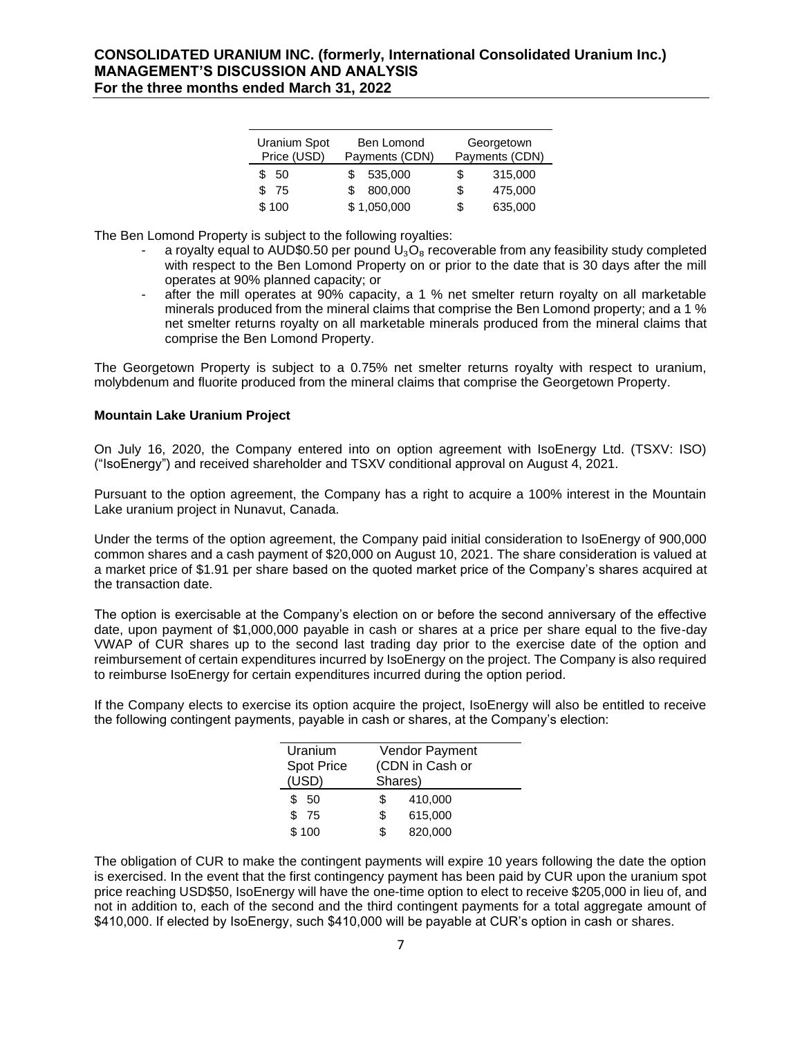| Uranium Spot Price (USD) | Ben Lomond Payments (CDN) | Georgetown Payments (CDN) |
|---|---|---|
| $ 50 | $ 535,000 | $ 315,000 |
| $ 75 | $ 800,000 | $ 475,000 |
| $ 100 | $ 1,050,000 | $ 635,000 |

The Ben Lomond Property is subject to the following royalties:

- a royalty equal to AUD$0.50 per pound $U_3O_8$ recoverable from any feasibility study completed with respect to the Ben Lomond Property on or prior to the date that is 30 days after the mill operates at 90% planned capacity; or
- after the mill operates at 90% capacity, a 1 % net smelter return royalty on all marketable minerals produced from the mineral claims that comprise the Ben Lomond property; and a 1 % net smelter returns royalty on all marketable minerals produced from the mineral claims that comprise the Ben Lomond Property.

The Georgetown Property is subject to a 0.75% net smelter returns royalty with respect to uranium, molybdenum and fluorite produced from the mineral claims that comprise the Georgetown Property.

**Mountain Lake Uranium Project**

On July 16, 2020, the Company entered into on option agreement with IsoEnergy Ltd. (TSXV: ISO) ("IsoEnergy") and received shareholder and TSXV conditional approval on August 4, 2021.

Pursuant to the option agreement, the Company has a right to acquire a 100% interest in the Mountain Lake uranium project in Nunavut, Canada.

Under the terms of the option agreement, the Company paid initial consideration to IsoEnergy of 900,000 common shares and a cash payment of $20,000 on August 10, 2021. The share consideration is valued at a market price of $1.91 per share based on the quoted market price of the Company's shares acquired at the transaction date.

The option is exercisable at the Company's election on or before the second anniversary of the effective date, upon payment of $1,000,000 payable in cash or shares at a price per share equal to the five-day VWAP of CUR shares up to the second last trading day prior to the exercise date of the option and reimbursement of certain expenditures incurred by IsoEnergy on the project. The Company is also required to reimburse IsoEnergy for certain expenditures incurred during the option period.

If the Company elects to exercise its option acquire the project, IsoEnergy will also be entitled to receive the following contingent payments, payable in cash or shares, at the Company's election:

| Uranium Spot Price (USD) | Vendor Payment (CDN in Cash or Shares) |
|---|---|
| $ 50 | $ 410,000 |
| $ 75 | $ 615,000 |
| $ 100 | $ 820,000 |

The obligation of CUR to make the contingent payments will expire 10 years following the date the option is exercised. In the event that the first contingency payment has been paid by CUR upon the uranium spot price reaching USD$50, IsoEnergy will have the one-time option to elect to receive $205,000 in lieu of, and not in addition to, each of the second and the third contingent payments for a total aggregate amount of $410,000. If elected by IsoEnergy, such $410,000 will be payable at CUR's option in cash or shares.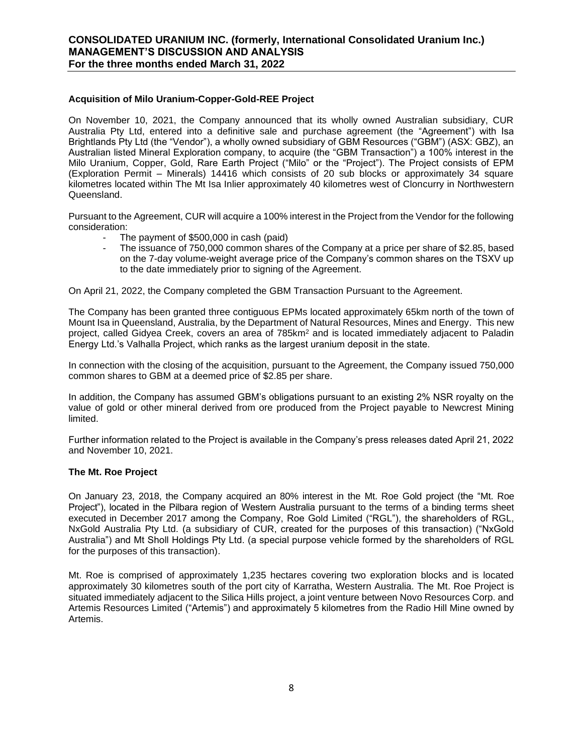### Acquisition of Milo Uranium-Copper-Gold-REE Project

On November 10, 2021, the Company announced that its wholly owned Australian subsidiary, CUR Australia Pty Ltd, entered into a definitive sale and purchase agreement (the "Agreement") with Isa Brightlands Pty Ltd (the "Vendor"), a wholly owned subsidiary of GBM Resources ("GBM") (ASX: GBZ), an Australian listed Mineral Exploration company, to acquire (the "GBM Transaction") a 100% interest in the Milo Uranium, Copper, Gold, Rare Earth Project ("Milo" or the "Project"). The Project consists of EPM (Exploration Permit – Minerals) 14416 which consists of 20 sub blocks or approximately 34 square kilometres located within The Mt Isa Inlier approximately 40 kilometres west of Cloncurry in Northwestern Queensland.

Pursuant to the Agreement, CUR will acquire a 100% interest in the Project from the Vendor for the following consideration:

- The payment of $500,000 in cash (paid)
- The issuance of 750,000 common shares of the Company at a price per share of $2.85, based on the 7-day volume-weight average price of the Company's common shares on the TSXV up to the date immediately prior to signing of the Agreement.

On April 21, 2022, the Company completed the GBM Transaction Pursuant to the Agreement.

The Company has been granted three contiguous EPMs located approximately 65km north of the town of Mount Isa in Queensland, Australia, by the Department of Natural Resources, Mines and Energy. This new project, called Gidyea Creek, covers an area of 785km² and is located immediately adjacent to Paladin Energy Ltd.'s Valhalla Project, which ranks as the largest uranium deposit in the state.

In connection with the closing of the acquisition, pursuant to the Agreement, the Company issued 750,000 common shares to GBM at a deemed price of $2.85 per share.

In addition, the Company has assumed GBM's obligations pursuant to an existing 2% NSR royalty on the value of gold or other mineral derived from ore produced from the Project payable to Newcrest Mining limited.

Further information related to the Project is available in the Company's press releases dated April 21, 2022 and November 10, 2021.

### The Mt. Roe Project

On January 23, 2018, the Company acquired an 80% interest in the Mt. Roe Gold project (the "Mt. Roe Project"), located in the Pilbara region of Western Australia pursuant to the terms of a binding terms sheet executed in December 2017 among the Company, Roe Gold Limited ("RGL"), the shareholders of RGL, NxGold Australia Pty Ltd. (a subsidiary of CUR, created for the purposes of this transaction) ("NxGold Australia") and Mt Sholl Holdings Pty Ltd. (a special purpose vehicle formed by the shareholders of RGL for the purposes of this transaction).

Mt. Roe is comprised of approximately 1,235 hectares covering two exploration blocks and is located approximately 30 kilometres south of the port city of Karratha, Western Australia. The Mt. Roe Project is situated immediately adjacent to the Silica Hills project, a joint venture between Novo Resources Corp. and Artemis Resources Limited ("Artemis") and approximately 5 kilometres from the Radio Hill Mine owned by Artemis.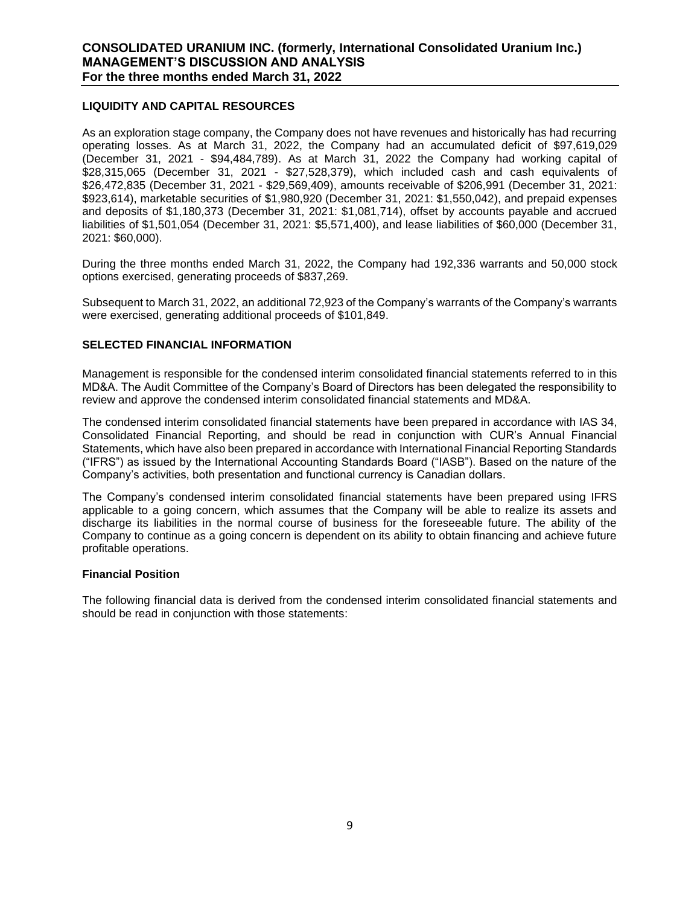## LIQUIDITY AND CAPITAL RESOURCES

As an exploration stage company, the Company does not have revenues and historically has had recurring operating losses. As at March 31, 2022, the Company had an accumulated deficit of $97,619,029 (December 31, 2021 - $94,484,789). As at March 31, 2022 the Company had working capital of $28,315,065 (December 31, 2021 - $27,528,379), which included cash and cash equivalents of $26,472,835 (December 31, 2021 - $29,569,409), amounts receivable of $206,991 (December 31, 2021: $923,614), marketable securities of $1,980,920 (December 31, 2021: $1,550,042), and prepaid expenses and deposits of $1,180,373 (December 31, 2021: $1,081,714), offset by accounts payable and accrued liabilities of $1,501,054 (December 31, 2021: $5,571,400), and lease liabilities of $60,000 (December 31, 2021: $60,000).

During the three months ended March 31, 2022, the Company had 192,336 warrants and 50,000 stock options exercised, generating proceeds of $837,269.

Subsequent to March 31, 2022, an additional 72,923 of the Company's warrants of the Company's warrants were exercised, generating additional proceeds of $101,849.

## SELECTED FINANCIAL INFORMATION

Management is responsible for the condensed interim consolidated financial statements referred to in this MD&A. The Audit Committee of the Company's Board of Directors has been delegated the responsibility to review and approve the condensed interim consolidated financial statements and MD&A.

The condensed interim consolidated financial statements have been prepared in accordance with IAS 34, Consolidated Financial Reporting, and should be read in conjunction with CUR's Annual Financial Statements, which have also been prepared in accordance with International Financial Reporting Standards ("IFRS") as issued by the International Accounting Standards Board ("IASB"). Based on the nature of the Company's activities, both presentation and functional currency is Canadian dollars.

The Company's condensed interim consolidated financial statements have been prepared using IFRS applicable to a going concern, which assumes that the Company will be able to realize its assets and discharge its liabilities in the normal course of business for the foreseeable future. The ability of the Company to continue as a going concern is dependent on its ability to obtain financing and achieve future profitable operations.

### Financial Position

The following financial data is derived from the condensed interim consolidated financial statements and should be read in conjunction with those statements: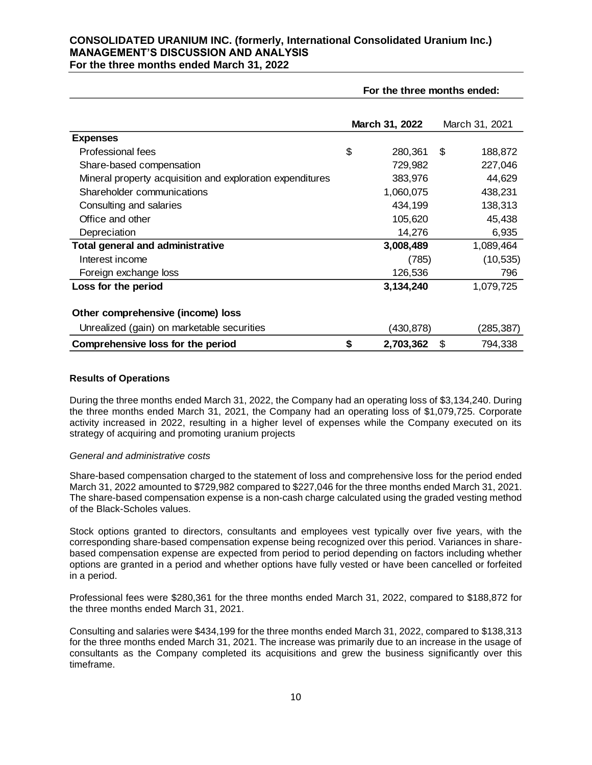| | For the three months ended: | |
|---|---|---|
| | **March 31, 2022** | March 31, 2021 |
| **Expenses** | | |
| Professional fees | $ 280,361 | $ 188,872 |
| Share-based compensation | 729,982 | 227,046 |
| Mineral property acquisition and exploration expenditures | 383,976 | 44,629 |
| Shareholder communications | 1,060,075 | 438,231 |
| Consulting and salaries | 434,199 | 138,313 |
| Office and other | 105,620 | 45,438 |
| Depreciation | 14,276 | 6,935 |
| **Total general and administrative** | **3,008,489** | 1,089,464 |
| Interest income | (785) | (10,535) |
| Foreign exchange loss | 126,536 | 796 |
| **Loss for the period** | **3,134,240** | 1,079,725 |
| **Other comprehensive (income) loss** | | |
| Unrealized (gain) on marketable securities | (430,878) | (285,387) |
| **Comprehensive loss for the period** | **$ 2,703,362** | $ 794,338 |

**Results of Operations**

During the three months ended March 31, 2022, the Company had an operating loss of $3,134,240. During the three months ended March 31, 2021, the Company had an operating loss of $1,079,725. Corporate activity increased in 2022, resulting in a higher level of expenses while the Company executed on its strategy of acquiring and promoting uranium projects

*General and administrative costs*

Share-based compensation charged to the statement of loss and comprehensive loss for the period ended March 31, 2022 amounted to $729,982 compared to $227,046 for the three months ended March 31, 2021. The share-based compensation expense is a non-cash charge calculated using the graded vesting method of the Black-Scholes values.

Stock options granted to directors, consultants and employees vest typically over five years, with the corresponding share-based compensation expense being recognized over this period. Variances in share-based compensation expense are expected from period to period depending on factors including whether options are granted in a period and whether options have fully vested or have been cancelled or forfeited in a period.

Professional fees were $280,361 for the three months ended March 31, 2022, compared to $188,872 for the three months ended March 31, 2021.

Consulting and salaries were $434,199 for the three months ended March 31, 2022, compared to $138,313 for the three months ended March 31, 2021. The increase was primarily due to an increase in the usage of consultants as the Company completed its acquisitions and grew the business significantly over this timeframe.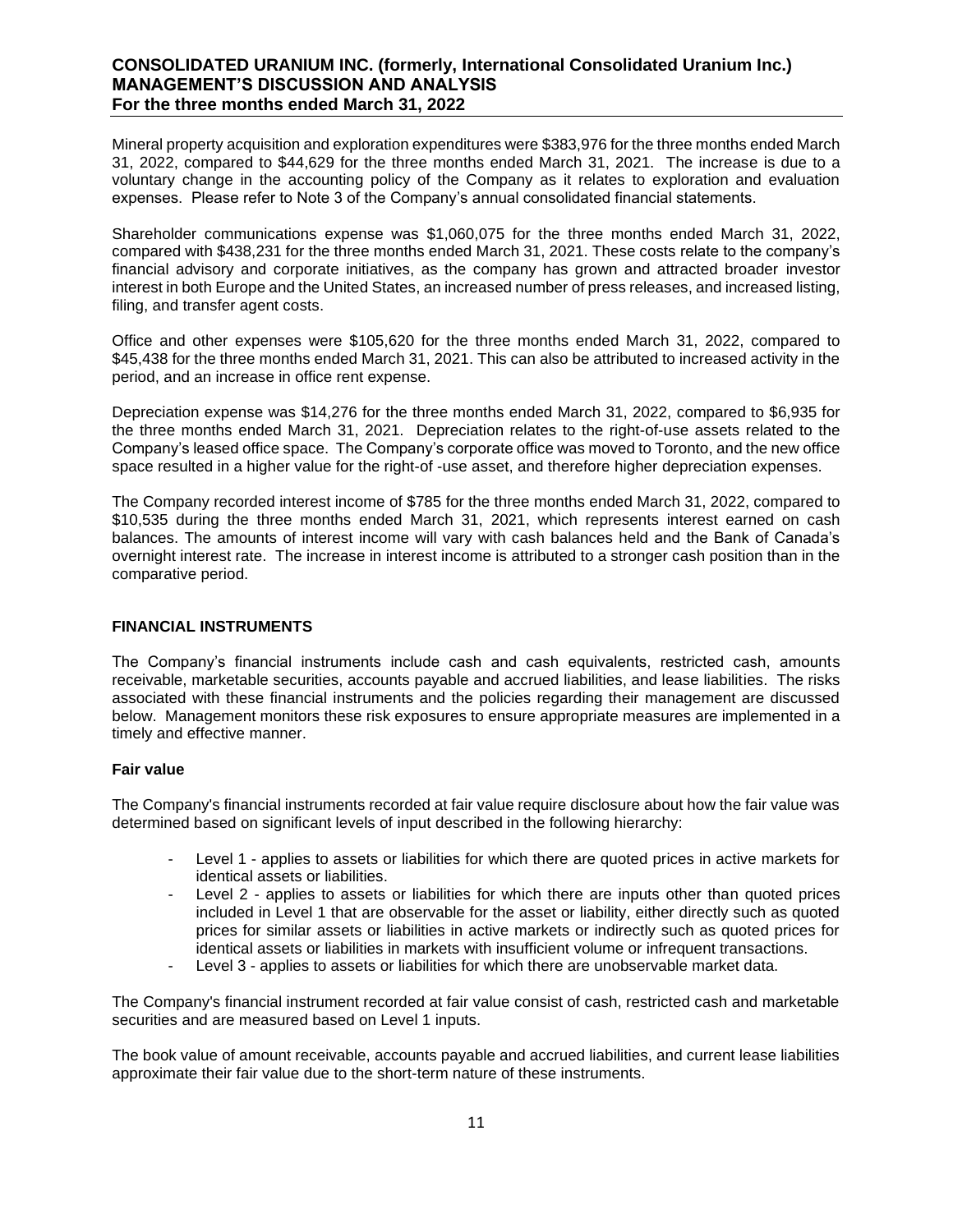Mineral property acquisition and exploration expenditures were $383,976 for the three months ended March 31, 2022, compared to $44,629 for the three months ended March 31, 2021. The increase is due to a voluntary change in the accounting policy of the Company as it relates to exploration and evaluation expenses. Please refer to Note 3 of the Company's annual consolidated financial statements.

Shareholder communications expense was $1,060,075 for the three months ended March 31, 2022, compared with $438,231 for the three months ended March 31, 2021. These costs relate to the company's financial advisory and corporate initiatives, as the company has grown and attracted broader investor interest in both Europe and the United States, an increased number of press releases, and increased listing, filing, and transfer agent costs.

Office and other expenses were $105,620 for the three months ended March 31, 2022, compared to $45,438 for the three months ended March 31, 2021. This can also be attributed to increased activity in the period, and an increase in office rent expense.

Depreciation expense was $14,276 for the three months ended March 31, 2022, compared to $6,935 for the three months ended March 31, 2021. Depreciation relates to the right-of-use assets related to the Company's leased office space. The Company's corporate office was moved to Toronto, and the new office space resulted in a higher value for the right-of -use asset, and therefore higher depreciation expenses.

The Company recorded interest income of $785 for the three months ended March 31, 2022, compared to $10,535 during the three months ended March 31, 2021, which represents interest earned on cash balances. The amounts of interest income will vary with cash balances held and the Bank of Canada's overnight interest rate. The increase in interest income is attributed to a stronger cash position than in the comparative period.

## FINANCIAL INSTRUMENTS

The Company's financial instruments include cash and cash equivalents, restricted cash, amounts receivable, marketable securities, accounts payable and accrued liabilities, and lease liabilities. The risks associated with these financial instruments and the policies regarding their management are discussed below. Management monitors these risk exposures to ensure appropriate measures are implemented in a timely and effective manner.

### Fair value

The Company's financial instruments recorded at fair value require disclosure about how the fair value was determined based on significant levels of input described in the following hierarchy:

- Level 1 - applies to assets or liabilities for which there are quoted prices in active markets for identical assets or liabilities.
- Level 2 - applies to assets or liabilities for which there are inputs other than quoted prices included in Level 1 that are observable for the asset or liability, either directly such as quoted prices for similar assets or liabilities in active markets or indirectly such as quoted prices for identical assets or liabilities in markets with insufficient volume or infrequent transactions.
- Level 3 - applies to assets or liabilities for which there are unobservable market data.

The Company's financial instrument recorded at fair value consist of cash, restricted cash and marketable securities and are measured based on Level 1 inputs.

The book value of amount receivable, accounts payable and accrued liabilities, and current lease liabilities approximate their fair value due to the short-term nature of these instruments.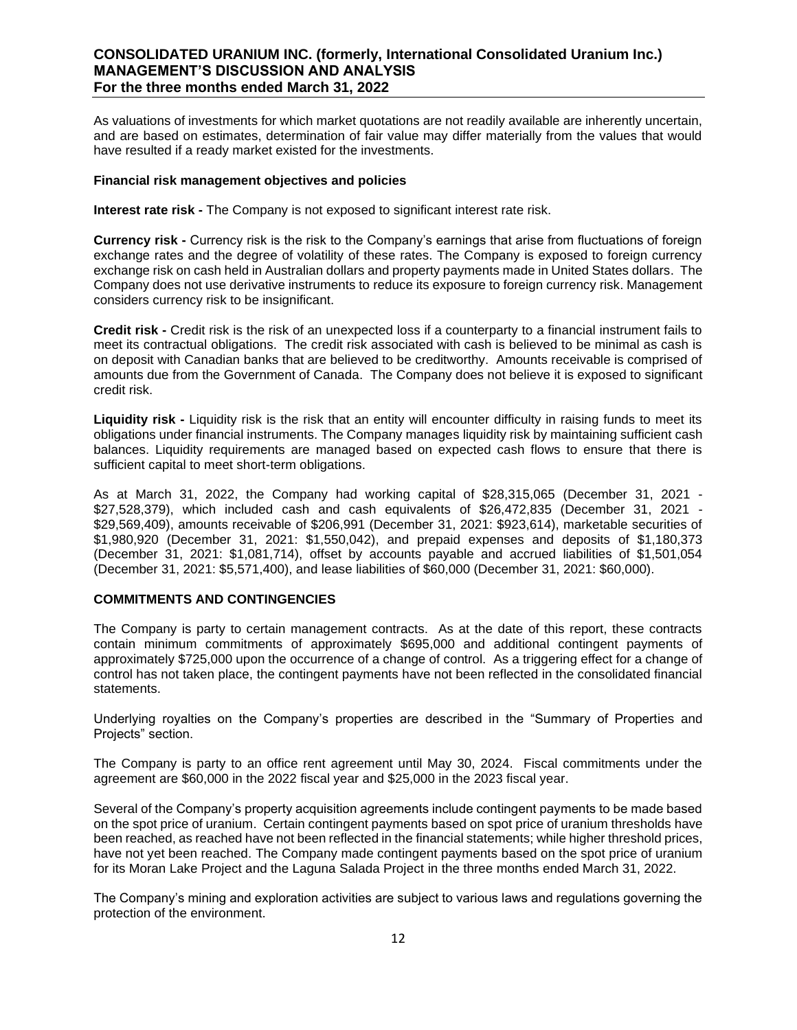As valuations of investments for which market quotations are not readily available are inherently uncertain, and are based on estimates, determination of fair value may differ materially from the values that would have resulted if a ready market existed for the investments.

**Financial risk management objectives and policies**

**Interest rate risk -** The Company is not exposed to significant interest rate risk.

**Currency risk -** Currency risk is the risk to the Company's earnings that arise from fluctuations of foreign exchange rates and the degree of volatility of these rates. The Company is exposed to foreign currency exchange risk on cash held in Australian dollars and property payments made in United States dollars. The Company does not use derivative instruments to reduce its exposure to foreign currency risk. Management considers currency risk to be insignificant.

**Credit risk -** Credit risk is the risk of an unexpected loss if a counterparty to a financial instrument fails to meet its contractual obligations. The credit risk associated with cash is believed to be minimal as cash is on deposit with Canadian banks that are believed to be creditworthy. Amounts receivable is comprised of amounts due from the Government of Canada. The Company does not believe it is exposed to significant credit risk.

**Liquidity risk -** Liquidity risk is the risk that an entity will encounter difficulty in raising funds to meet its obligations under financial instruments. The Company manages liquidity risk by maintaining sufficient cash balances. Liquidity requirements are managed based on expected cash flows to ensure that there is sufficient capital to meet short-term obligations.

As at March 31, 2022, the Company had working capital of $28,315,065 (December 31, 2021 - $27,528,379), which included cash and cash equivalents of $26,472,835 (December 31, 2021 - $29,569,409), amounts receivable of $206,991 (December 31, 2021: $923,614), marketable securities of $1,980,920 (December 31, 2021: $1,550,042), and prepaid expenses and deposits of $1,180,373 (December 31, 2021: $1,081,714), offset by accounts payable and accrued liabilities of $1,501,054 (December 31, 2021: $5,571,400), and lease liabilities of $60,000 (December 31, 2021: $60,000).

## COMMITMENTS AND CONTINGENCIES

The Company is party to certain management contracts. As at the date of this report, these contracts contain minimum commitments of approximately $695,000 and additional contingent payments of approximately $725,000 upon the occurrence of a change of control. As a triggering effect for a change of control has not taken place, the contingent payments have not been reflected in the consolidated financial statements.

Underlying royalties on the Company's properties are described in the "Summary of Properties and Projects" section.

The Company is party to an office rent agreement until May 30, 2024. Fiscal commitments under the agreement are $60,000 in the 2022 fiscal year and $25,000 in the 2023 fiscal year.

Several of the Company's property acquisition agreements include contingent payments to be made based on the spot price of uranium. Certain contingent payments based on spot price of uranium thresholds have been reached, as reached have not been reflected in the financial statements; while higher threshold prices, have not yet been reached. The Company made contingent payments based on the spot price of uranium for its Moran Lake Project and the Laguna Salada Project in the three months ended March 31, 2022.

The Company's mining and exploration activities are subject to various laws and regulations governing the protection of the environment.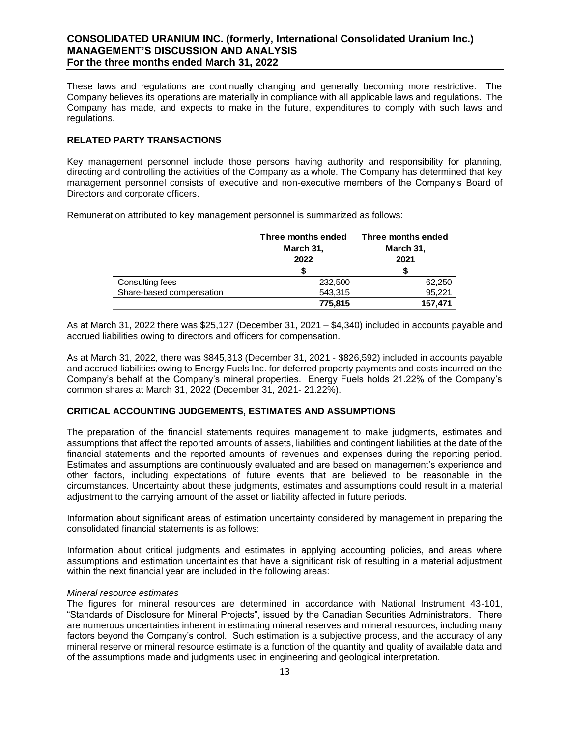These laws and regulations are continually changing and generally becoming more restrictive. The Company believes its operations are materially in compliance with all applicable laws and regulations. The Company has made, and expects to make in the future, expenditures to comply with such laws and regulations.

## RELATED PARTY TRANSACTIONS

Key management personnel include those persons having authority and responsibility for planning, directing and controlling the activities of the Company as a whole. The Company has determined that key management personnel consists of executive and non-executive members of the Company's Board of Directors and corporate officers.

Remuneration attributed to key management personnel is summarized as follows:

| | Three months ended March 31, 2022 | Three months ended March 31, 2021 |
|---|---|---|
| | $ | $ |
| Consulting fees | 232,500 | 62,250 |
| Share-based compensation | 543,315 | 95,221 |
| | **775,815** | **157,471** |

As at March 31, 2022 there was $25,127 (December 31, 2021 – $4,340) included in accounts payable and accrued liabilities owing to directors and officers for compensation.

As at March 31, 2022, there was $845,313 (December 31, 2021 - $826,592) included in accounts payable and accrued liabilities owing to Energy Fuels Inc. for deferred property payments and costs incurred on the Company's behalf at the Company's mineral properties. Energy Fuels holds 21.22% of the Company's common shares at March 31, 2022 (December 31, 2021- 21.22%).

## CRITICAL ACCOUNTING JUDGEMENTS, ESTIMATES AND ASSUMPTIONS

The preparation of the financial statements requires management to make judgments, estimates and assumptions that affect the reported amounts of assets, liabilities and contingent liabilities at the date of the financial statements and the reported amounts of revenues and expenses during the reporting period. Estimates and assumptions are continuously evaluated and are based on management's experience and other factors, including expectations of future events that are believed to be reasonable in the circumstances. Uncertainty about these judgments, estimates and assumptions could result in a material adjustment to the carrying amount of the asset or liability affected in future periods.

Information about significant areas of estimation uncertainty considered by management in preparing the consolidated financial statements is as follows:

Information about critical judgments and estimates in applying accounting policies, and areas where assumptions and estimation uncertainties that have a significant risk of resulting in a material adjustment within the next financial year are included in the following areas:

*Mineral resource estimates*
The figures for mineral resources are determined in accordance with National Instrument 43-101, "Standards of Disclosure for Mineral Projects", issued by the Canadian Securities Administrators. There are numerous uncertainties inherent in estimating mineral reserves and mineral resources, including many factors beyond the Company's control. Such estimation is a subjective process, and the accuracy of any mineral reserve or mineral resource estimate is a function of the quantity and quality of available data and of the assumptions made and judgments used in engineering and geological interpretation.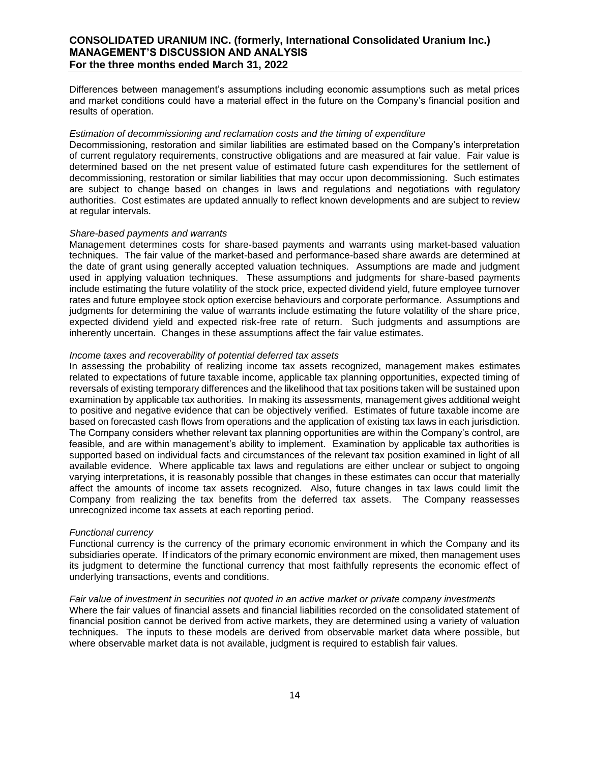Differences between management's assumptions including economic assumptions such as metal prices and market conditions could have a material effect in the future on the Company's financial position and results of operation.

*Estimation of decommissioning and reclamation costs and the timing of expenditure*

Decommissioning, restoration and similar liabilities are estimated based on the Company's interpretation of current regulatory requirements, constructive obligations and are measured at fair value. Fair value is determined based on the net present value of estimated future cash expenditures for the settlement of decommissioning, restoration or similar liabilities that may occur upon decommissioning. Such estimates are subject to change based on changes in laws and regulations and negotiations with regulatory authorities. Cost estimates are updated annually to reflect known developments and are subject to review at regular intervals.

*Share-based payments and warrants*

Management determines costs for share-based payments and warrants using market-based valuation techniques. The fair value of the market-based and performance-based share awards are determined at the date of grant using generally accepted valuation techniques. Assumptions are made and judgment used in applying valuation techniques. These assumptions and judgments for share-based payments include estimating the future volatility of the stock price, expected dividend yield, future employee turnover rates and future employee stock option exercise behaviours and corporate performance. Assumptions and judgments for determining the value of warrants include estimating the future volatility of the share price, expected dividend yield and expected risk-free rate of return. Such judgments and assumptions are inherently uncertain. Changes in these assumptions affect the fair value estimates.

*Income taxes and recoverability of potential deferred tax assets*

In assessing the probability of realizing income tax assets recognized, management makes estimates related to expectations of future taxable income, applicable tax planning opportunities, expected timing of reversals of existing temporary differences and the likelihood that tax positions taken will be sustained upon examination by applicable tax authorities. In making its assessments, management gives additional weight to positive and negative evidence that can be objectively verified. Estimates of future taxable income are based on forecasted cash flows from operations and the application of existing tax laws in each jurisdiction. The Company considers whether relevant tax planning opportunities are within the Company's control, are feasible, and are within management's ability to implement. Examination by applicable tax authorities is supported based on individual facts and circumstances of the relevant tax position examined in light of all available evidence. Where applicable tax laws and regulations are either unclear or subject to ongoing varying interpretations, it is reasonably possible that changes in these estimates can occur that materially affect the amounts of income tax assets recognized. Also, future changes in tax laws could limit the Company from realizing the tax benefits from the deferred tax assets. The Company reassesses unrecognized income tax assets at each reporting period.

*Functional currency*

Functional currency is the currency of the primary economic environment in which the Company and its subsidiaries operate. If indicators of the primary economic environment are mixed, then management uses its judgment to determine the functional currency that most faithfully represents the economic effect of underlying transactions, events and conditions.

*Fair value of investment in securities not quoted in an active market or private company investments*

Where the fair values of financial assets and financial liabilities recorded on the consolidated statement of financial position cannot be derived from active markets, they are determined using a variety of valuation techniques. The inputs to these models are derived from observable market data where possible, but where observable market data is not available, judgment is required to establish fair values.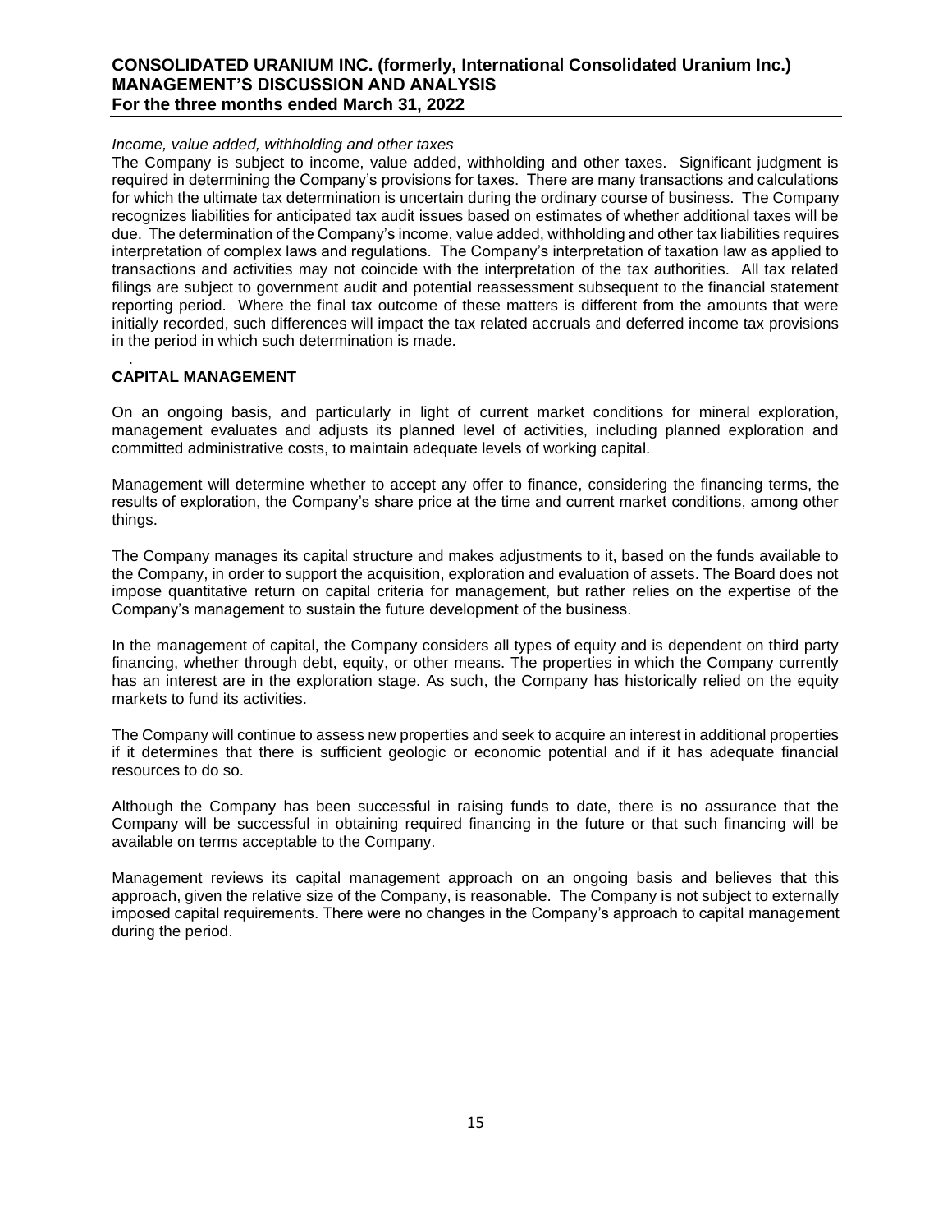*Income, value added, withholding and other taxes*

The Company is subject to income, value added, withholding and other taxes. Significant judgment is required in determining the Company's provisions for taxes. There are many transactions and calculations for which the ultimate tax determination is uncertain during the ordinary course of business. The Company recognizes liabilities for anticipated tax audit issues based on estimates of whether additional taxes will be due. The determination of the Company's income, value added, withholding and other tax liabilities requires interpretation of complex laws and regulations. The Company's interpretation of taxation law as applied to transactions and activities may not coincide with the interpretation of the tax authorities. All tax related filings are subject to government audit and potential reassessment subsequent to the financial statement reporting period. Where the final tax outcome of these matters is different from the amounts that were initially recorded, such differences will impact the tax related accruals and deferred income tax provisions in the period in which such determination is made.

## CAPITAL MANAGEMENT

On an ongoing basis, and particularly in light of current market conditions for mineral exploration, management evaluates and adjusts its planned level of activities, including planned exploration and committed administrative costs, to maintain adequate levels of working capital.

Management will determine whether to accept any offer to finance, considering the financing terms, the results of exploration, the Company's share price at the time and current market conditions, among other things.

The Company manages its capital structure and makes adjustments to it, based on the funds available to the Company, in order to support the acquisition, exploration and evaluation of assets. The Board does not impose quantitative return on capital criteria for management, but rather relies on the expertise of the Company's management to sustain the future development of the business.

In the management of capital, the Company considers all types of equity and is dependent on third party financing, whether through debt, equity, or other means. The properties in which the Company currently has an interest are in the exploration stage. As such, the Company has historically relied on the equity markets to fund its activities.

The Company will continue to assess new properties and seek to acquire an interest in additional properties if it determines that there is sufficient geologic or economic potential and if it has adequate financial resources to do so.

Although the Company has been successful in raising funds to date, there is no assurance that the Company will be successful in obtaining required financing in the future or that such financing will be available on terms acceptable to the Company.

Management reviews its capital management approach on an ongoing basis and believes that this approach, given the relative size of the Company, is reasonable. The Company is not subject to externally imposed capital requirements. There were no changes in the Company's approach to capital management during the period.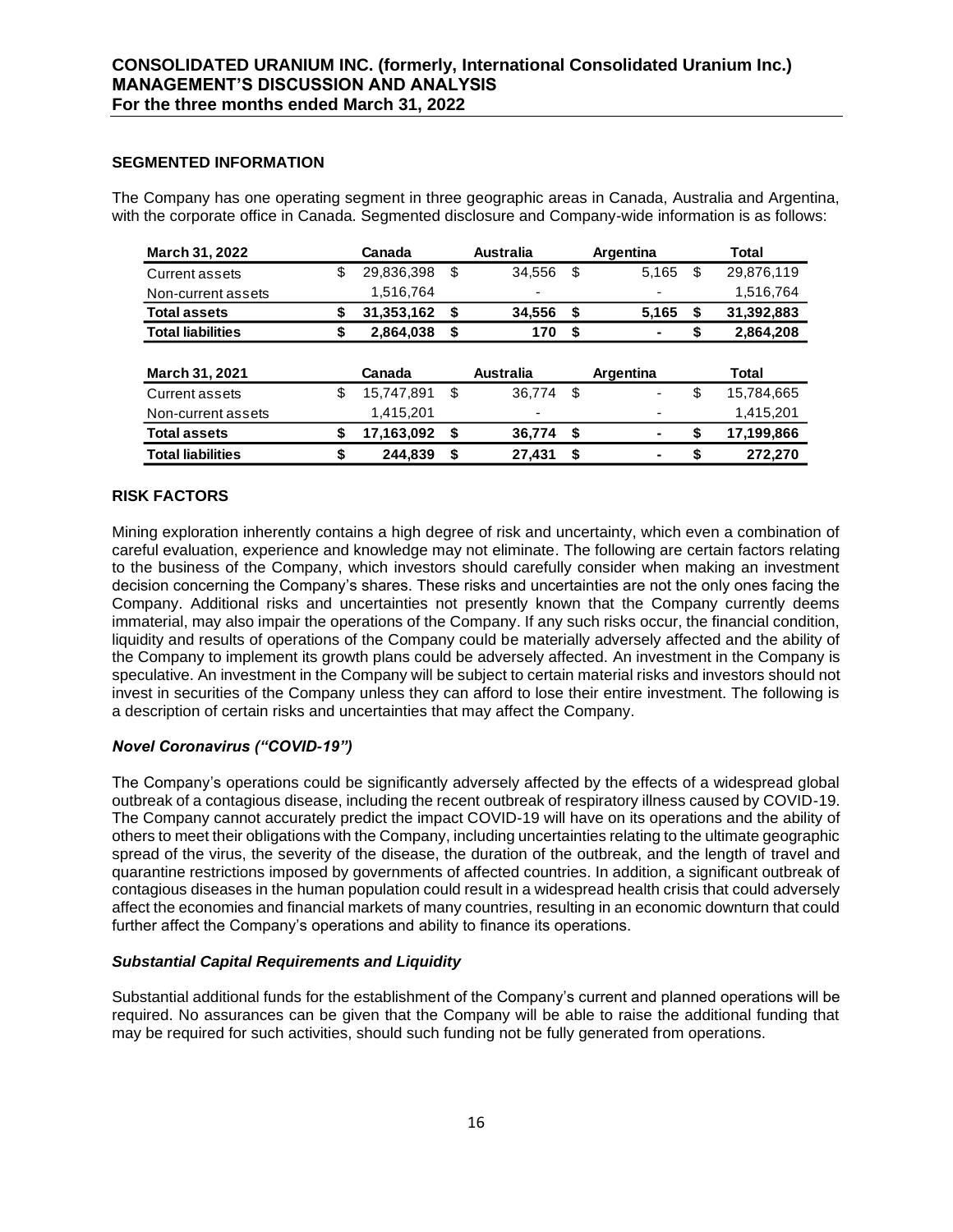## SEGMENTED INFORMATION

The Company has one operating segment in three geographic areas in Canada, Australia and Argentina, with the corporate office in Canada. Segmented disclosure and Company-wide information is as follows:

| **March 31, 2022** | **Canada** | **Australia** | **Argentina** | **Total** |
|---|---|---|---|---|
| Current assets | $ 29,836,398 | $ 34,556 | $ 5,165 | $ 29,876,119 |
| Non-current assets | 1,516,764 | - | - | 1,516,764 |
| **Total assets** | **$ 31,353,162** | **$ 34,556** | **$ 5,165** | **$ 31,392,883** |
| **Total liabilities** | **$ 2,864,038** | **$ 170** | **$ -** | **$ 2,864,208** |

| **March 31, 2021** | **Canada** | **Australia** | **Argentina** | **Total** |
|---|---|---|---|---|
| Current assets | $ 15,747,891 | $ 36,774 | $ - | $ 15,784,665 |
| Non-current assets | 1,415,201 | - | - | 1,415,201 |
| **Total assets** | **$ 17,163,092** | **$ 36,774** | **$ -** | **$ 17,199,866** |
| **Total liabilities** | **$ 244,839** | **$ 27,431** | **$ -** | **$ 272,270** |

## RISK FACTORS

Mining exploration inherently contains a high degree of risk and uncertainty, which even a combination of careful evaluation, experience and knowledge may not eliminate. The following are certain factors relating to the business of the Company, which investors should carefully consider when making an investment decision concerning the Company's shares. These risks and uncertainties are not the only ones facing the Company. Additional risks and uncertainties not presently known that the Company currently deems immaterial, may also impair the operations of the Company. If any such risks occur, the financial condition, liquidity and results of operations of the Company could be materially adversely affected and the ability of the Company to implement its growth plans could be adversely affected. An investment in the Company is speculative. An investment in the Company will be subject to certain material risks and investors should not invest in securities of the Company unless they can afford to lose their entire investment. The following is a description of certain risks and uncertainties that may affect the Company.

### *Novel Coronavirus ("COVID-19")*

The Company's operations could be significantly adversely affected by the effects of a widespread global outbreak of a contagious disease, including the recent outbreak of respiratory illness caused by COVID-19. The Company cannot accurately predict the impact COVID-19 will have on its operations and the ability of others to meet their obligations with the Company, including uncertainties relating to the ultimate geographic spread of the virus, the severity of the disease, the duration of the outbreak, and the length of travel and quarantine restrictions imposed by governments of affected countries. In addition, a significant outbreak of contagious diseases in the human population could result in a widespread health crisis that could adversely affect the economies and financial markets of many countries, resulting in an economic downturn that could further affect the Company's operations and ability to finance its operations.

### *Substantial Capital Requirements and Liquidity*

Substantial additional funds for the establishment of the Company's current and planned operations will be required. No assurances can be given that the Company will be able to raise the additional funding that may be required for such activities, should such funding not be fully generated from operations.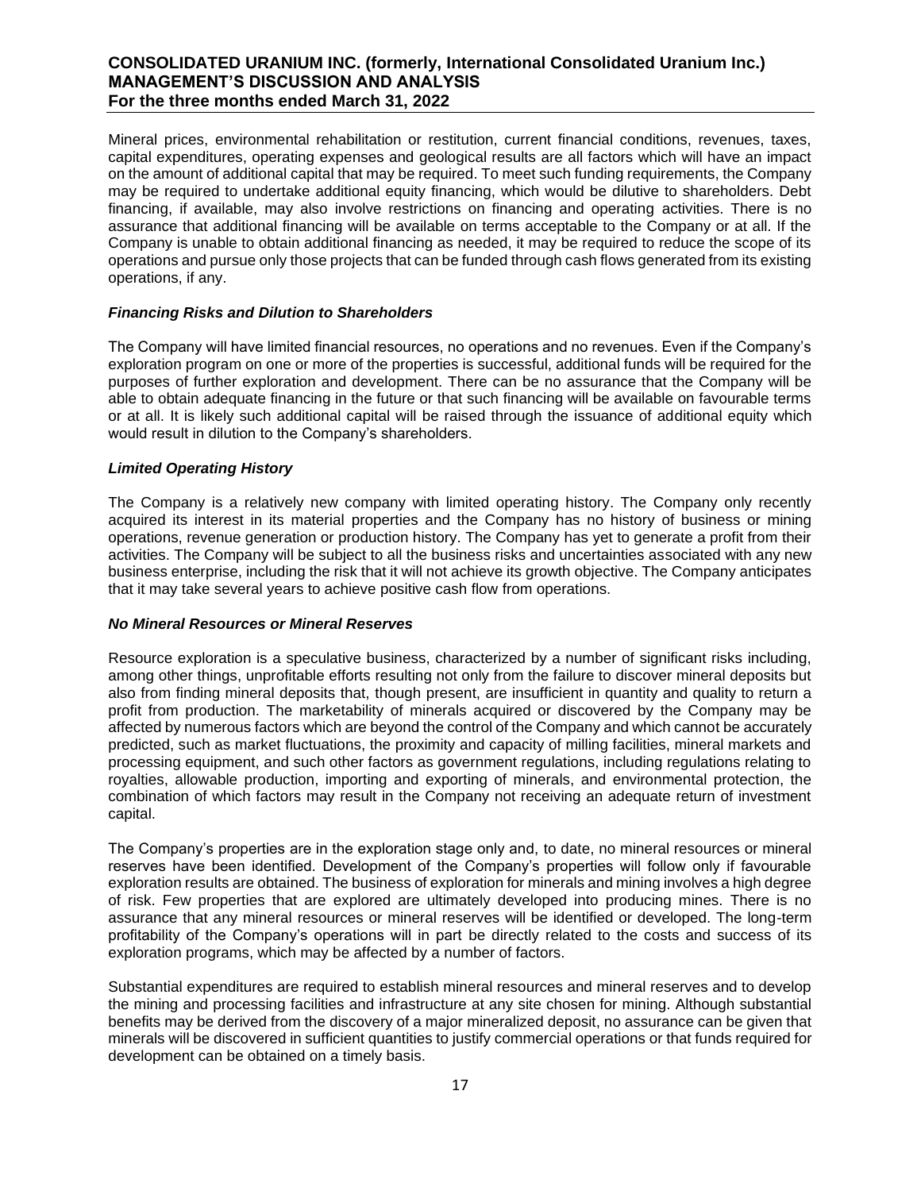Mineral prices, environmental rehabilitation or restitution, current financial conditions, revenues, taxes, capital expenditures, operating expenses and geological results are all factors which will have an impact on the amount of additional capital that may be required. To meet such funding requirements, the Company may be required to undertake additional equity financing, which would be dilutive to shareholders. Debt financing, if available, may also involve restrictions on financing and operating activities. There is no assurance that additional financing will be available on terms acceptable to the Company or at all. If the Company is unable to obtain additional financing as needed, it may be required to reduce the scope of its operations and pursue only those projects that can be funded through cash flows generated from its existing operations, if any.

***Financing Risks and Dilution to Shareholders***

The Company will have limited financial resources, no operations and no revenues. Even if the Company's exploration program on one or more of the properties is successful, additional funds will be required for the purposes of further exploration and development. There can be no assurance that the Company will be able to obtain adequate financing in the future or that such financing will be available on favourable terms or at all. It is likely such additional capital will be raised through the issuance of additional equity which would result in dilution to the Company's shareholders.

***Limited Operating History***

The Company is a relatively new company with limited operating history. The Company only recently acquired its interest in its material properties and the Company has no history of business or mining operations, revenue generation or production history. The Company has yet to generate a profit from their activities. The Company will be subject to all the business risks and uncertainties associated with any new business enterprise, including the risk that it will not achieve its growth objective. The Company anticipates that it may take several years to achieve positive cash flow from operations.

***No Mineral Resources or Mineral Reserves***

Resource exploration is a speculative business, characterized by a number of significant risks including, among other things, unprofitable efforts resulting not only from the failure to discover mineral deposits but also from finding mineral deposits that, though present, are insufficient in quantity and quality to return a profit from production. The marketability of minerals acquired or discovered by the Company may be affected by numerous factors which are beyond the control of the Company and which cannot be accurately predicted, such as market fluctuations, the proximity and capacity of milling facilities, mineral markets and processing equipment, and such other factors as government regulations, including regulations relating to royalties, allowable production, importing and exporting of minerals, and environmental protection, the combination of which factors may result in the Company not receiving an adequate return of investment capital.

The Company's properties are in the exploration stage only and, to date, no mineral resources or mineral reserves have been identified. Development of the Company's properties will follow only if favourable exploration results are obtained. The business of exploration for minerals and mining involves a high degree of risk. Few properties that are explored are ultimately developed into producing mines. There is no assurance that any mineral resources or mineral reserves will be identified or developed. The long-term profitability of the Company's operations will in part be directly related to the costs and success of its exploration programs, which may be affected by a number of factors.

Substantial expenditures are required to establish mineral resources and mineral reserves and to develop the mining and processing facilities and infrastructure at any site chosen for mining. Although substantial benefits may be derived from the discovery of a major mineralized deposit, no assurance can be given that minerals will be discovered in sufficient quantities to justify commercial operations or that funds required for development can be obtained on a timely basis.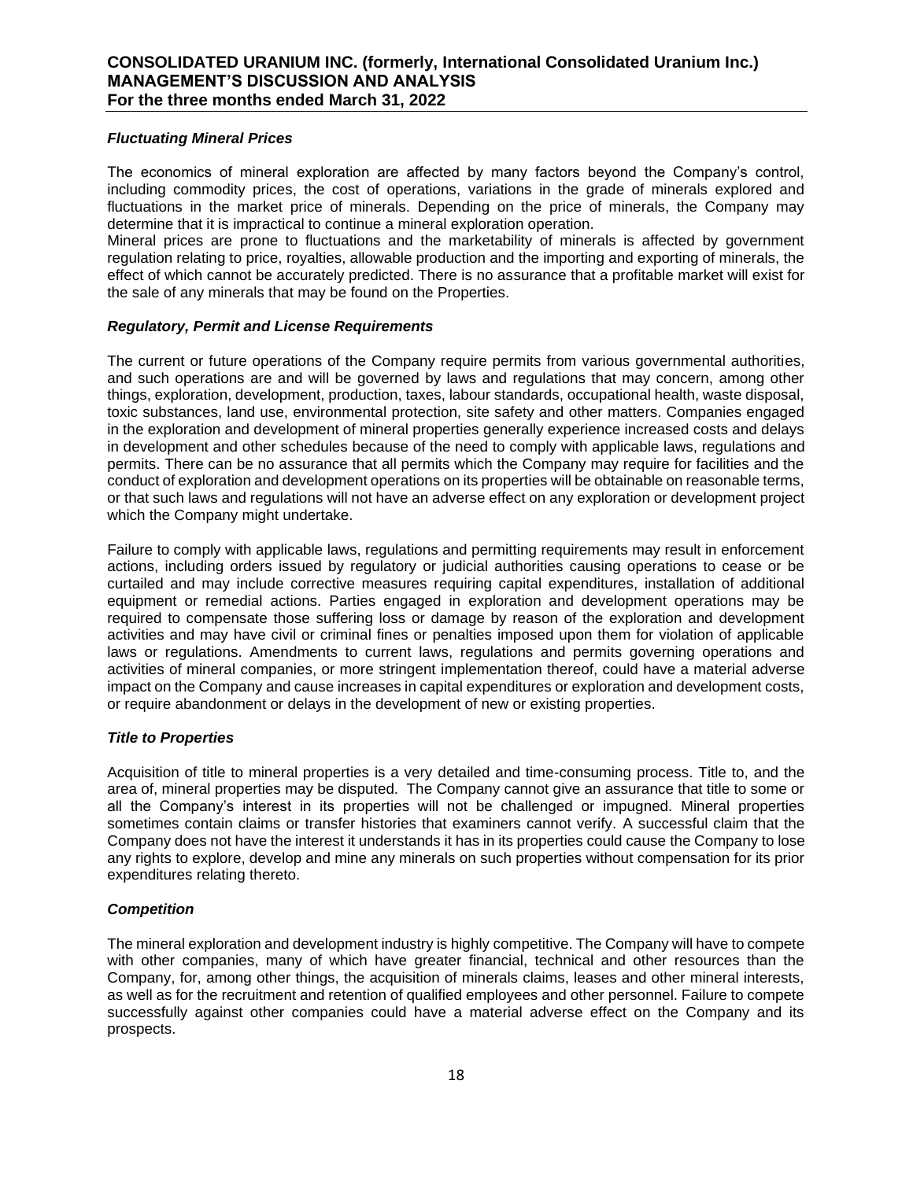### *Fluctuating Mineral Prices*

The economics of mineral exploration are affected by many factors beyond the Company's control, including commodity prices, the cost of operations, variations in the grade of minerals explored and fluctuations in the market price of minerals. Depending on the price of minerals, the Company may determine that it is impractical to continue a mineral exploration operation.
Mineral prices are prone to fluctuations and the marketability of minerals is affected by government regulation relating to price, royalties, allowable production and the importing and exporting of minerals, the effect of which cannot be accurately predicted. There is no assurance that a profitable market will exist for the sale of any minerals that may be found on the Properties.

### *Regulatory, Permit and License Requirements*

The current or future operations of the Company require permits from various governmental authorities, and such operations are and will be governed by laws and regulations that may concern, among other things, exploration, development, production, taxes, labour standards, occupational health, waste disposal, toxic substances, land use, environmental protection, site safety and other matters. Companies engaged in the exploration and development of mineral properties generally experience increased costs and delays in development and other schedules because of the need to comply with applicable laws, regulations and permits. There can be no assurance that all permits which the Company may require for facilities and the conduct of exploration and development operations on its properties will be obtainable on reasonable terms, or that such laws and regulations will not have an adverse effect on any exploration or development project which the Company might undertake.

Failure to comply with applicable laws, regulations and permitting requirements may result in enforcement actions, including orders issued by regulatory or judicial authorities causing operations to cease or be curtailed and may include corrective measures requiring capital expenditures, installation of additional equipment or remedial actions. Parties engaged in exploration and development operations may be required to compensate those suffering loss or damage by reason of the exploration and development activities and may have civil or criminal fines or penalties imposed upon them for violation of applicable laws or regulations. Amendments to current laws, regulations and permits governing operations and activities of mineral companies, or more stringent implementation thereof, could have a material adverse impact on the Company and cause increases in capital expenditures or exploration and development costs, or require abandonment or delays in the development of new or existing properties.

### *Title to Properties*

Acquisition of title to mineral properties is a very detailed and time-consuming process. Title to, and the area of, mineral properties may be disputed. The Company cannot give an assurance that title to some or all the Company's interest in its properties will not be challenged or impugned. Mineral properties sometimes contain claims or transfer histories that examiners cannot verify. A successful claim that the Company does not have the interest it understands it has in its properties could cause the Company to lose any rights to explore, develop and mine any minerals on such properties without compensation for its prior expenditures relating thereto.

### *Competition*

The mineral exploration and development industry is highly competitive. The Company will have to compete with other companies, many of which have greater financial, technical and other resources than the Company, for, among other things, the acquisition of minerals claims, leases and other mineral interests, as well as for the recruitment and retention of qualified employees and other personnel. Failure to compete successfully against other companies could have a material adverse effect on the Company and its prospects.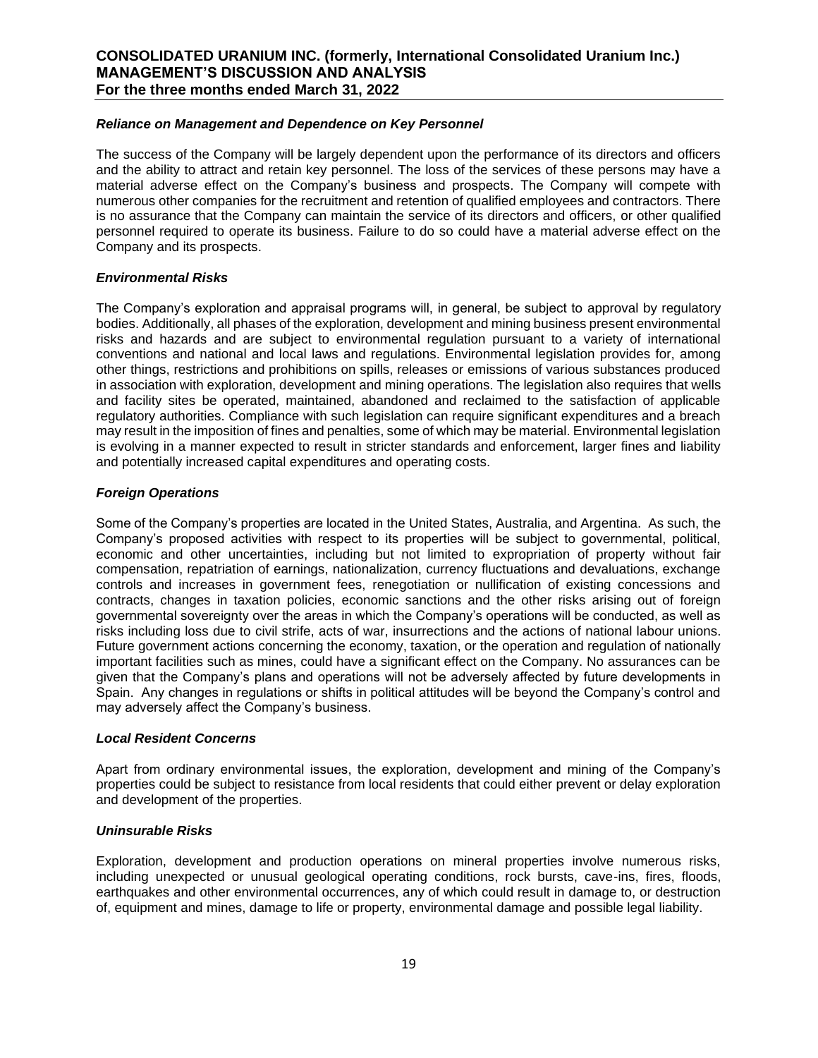### *Reliance on Management and Dependence on Key Personnel*

The success of the Company will be largely dependent upon the performance of its directors and officers and the ability to attract and retain key personnel. The loss of the services of these persons may have a material adverse effect on the Company's business and prospects. The Company will compete with numerous other companies for the recruitment and retention of qualified employees and contractors. There is no assurance that the Company can maintain the service of its directors and officers, or other qualified personnel required to operate its business. Failure to do so could have a material adverse effect on the Company and its prospects.

### *Environmental Risks*

The Company's exploration and appraisal programs will, in general, be subject to approval by regulatory bodies. Additionally, all phases of the exploration, development and mining business present environmental risks and hazards and are subject to environmental regulation pursuant to a variety of international conventions and national and local laws and regulations. Environmental legislation provides for, among other things, restrictions and prohibitions on spills, releases or emissions of various substances produced in association with exploration, development and mining operations. The legislation also requires that wells and facility sites be operated, maintained, abandoned and reclaimed to the satisfaction of applicable regulatory authorities. Compliance with such legislation can require significant expenditures and a breach may result in the imposition of fines and penalties, some of which may be material. Environmental legislation is evolving in a manner expected to result in stricter standards and enforcement, larger fines and liability and potentially increased capital expenditures and operating costs.

### *Foreign Operations*

Some of the Company's properties are located in the United States, Australia, and Argentina. As such, the Company's proposed activities with respect to its properties will be subject to governmental, political, economic and other uncertainties, including but not limited to expropriation of property without fair compensation, repatriation of earnings, nationalization, currency fluctuations and devaluations, exchange controls and increases in government fees, renegotiation or nullification of existing concessions and contracts, changes in taxation policies, economic sanctions and the other risks arising out of foreign governmental sovereignty over the areas in which the Company's operations will be conducted, as well as risks including loss due to civil strife, acts of war, insurrections and the actions of national labour unions. Future government actions concerning the economy, taxation, or the operation and regulation of nationally important facilities such as mines, could have a significant effect on the Company. No assurances can be given that the Company's plans and operations will not be adversely affected by future developments in Spain. Any changes in regulations or shifts in political attitudes will be beyond the Company's control and may adversely affect the Company's business.

### *Local Resident Concerns*

Apart from ordinary environmental issues, the exploration, development and mining of the Company's properties could be subject to resistance from local residents that could either prevent or delay exploration and development of the properties.

### *Uninsurable Risks*

Exploration, development and production operations on mineral properties involve numerous risks, including unexpected or unusual geological operating conditions, rock bursts, cave-ins, fires, floods, earthquakes and other environmental occurrences, any of which could result in damage to, or destruction of, equipment and mines, damage to life or property, environmental damage and possible legal liability.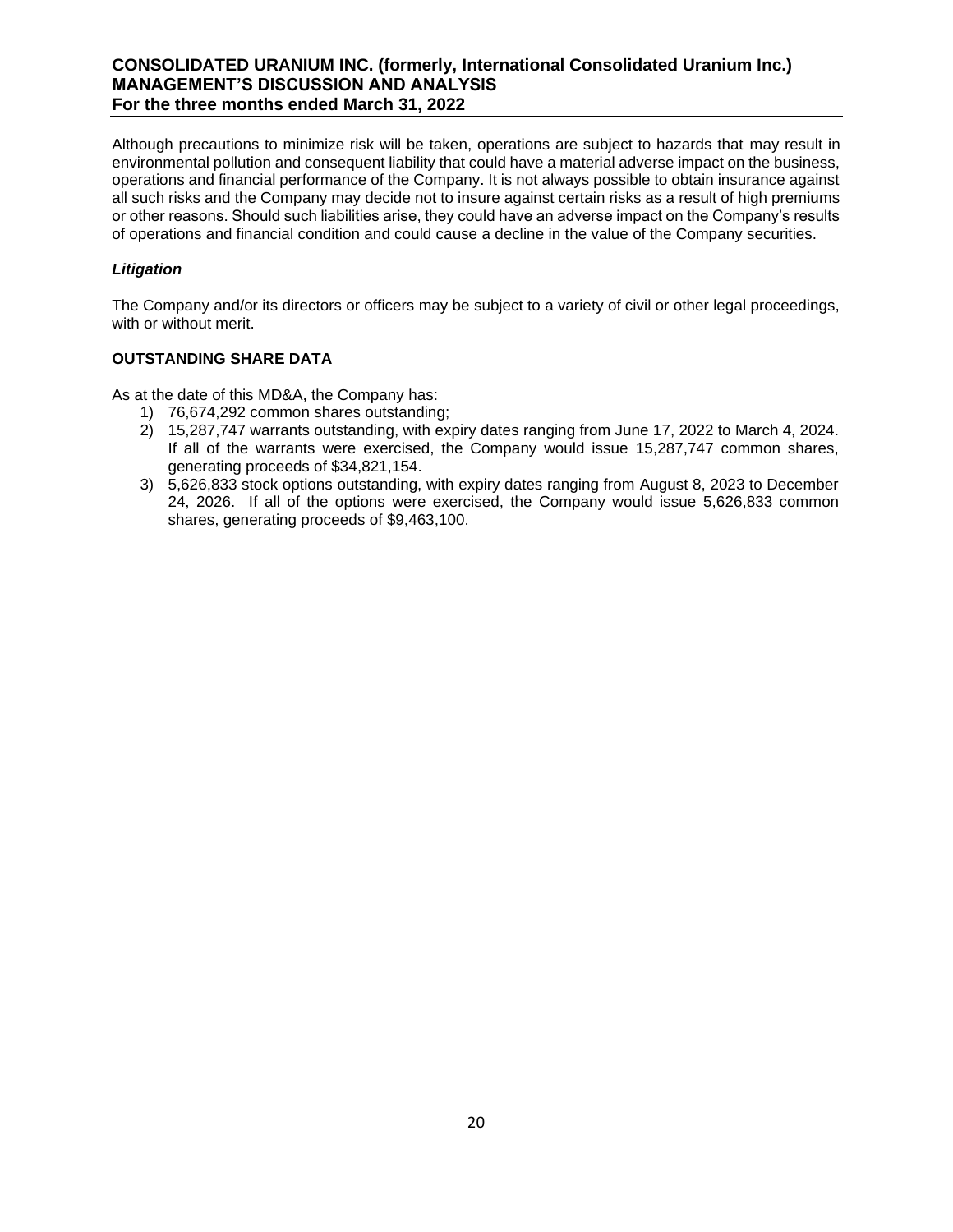Although precautions to minimize risk will be taken, operations are subject to hazards that may result in environmental pollution and consequent liability that could have a material adverse impact on the business, operations and financial performance of the Company. It is not always possible to obtain insurance against all such risks and the Company may decide not to insure against certain risks as a result of high premiums or other reasons. Should such liabilities arise, they could have an adverse impact on the Company's results of operations and financial condition and could cause a decline in the value of the Company securities.

### *Litigation*

The Company and/or its directors or officers may be subject to a variety of civil or other legal proceedings, with or without merit.

## OUTSTANDING SHARE DATA

As at the date of this MD&A, the Company has:

1) 76,674,292 common shares outstanding;
2) 15,287,747 warrants outstanding, with expiry dates ranging from June 17, 2022 to March 4, 2024. If all of the warrants were exercised, the Company would issue 15,287,747 common shares, generating proceeds of $34,821,154.
3) 5,626,833 stock options outstanding, with expiry dates ranging from August 8, 2023 to December 24, 2026. If all of the options were exercised, the Company would issue 5,626,833 common shares, generating proceeds of $9,463,100.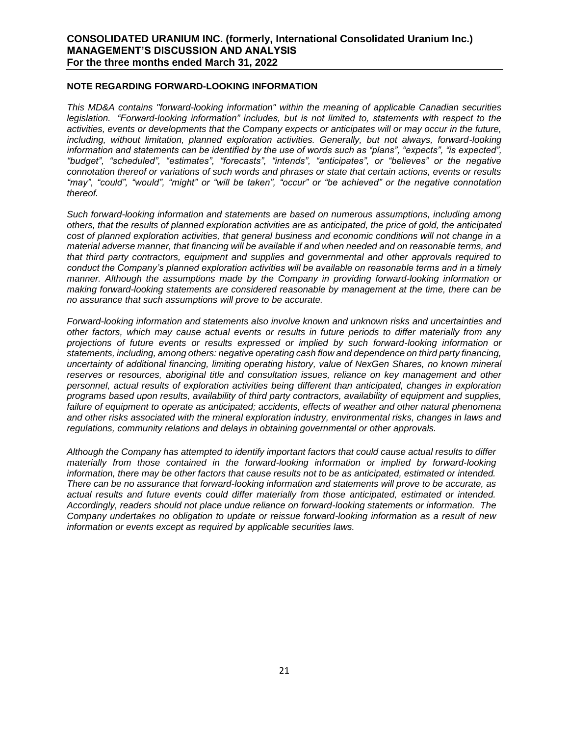## NOTE REGARDING FORWARD-LOOKING INFORMATION

*This MD&A contains "forward-looking information" within the meaning of applicable Canadian securities legislation. "Forward-looking information" includes, but is not limited to, statements with respect to the activities, events or developments that the Company expects or anticipates will or may occur in the future, including, without limitation, planned exploration activities. Generally, but not always, forward-looking information and statements can be identified by the use of words such as "plans", "expects", "is expected", "budget", "scheduled", "estimates", "forecasts", "intends", "anticipates", or "believes" or the negative connotation thereof or variations of such words and phrases or state that certain actions, events or results "may", "could", "would", "might" or "will be taken", "occur" or "be achieved" or the negative connotation thereof.*

*Such forward-looking information and statements are based on numerous assumptions, including among others, that the results of planned exploration activities are as anticipated, the price of gold, the anticipated cost of planned exploration activities, that general business and economic conditions will not change in a material adverse manner, that financing will be available if and when needed and on reasonable terms, and that third party contractors, equipment and supplies and governmental and other approvals required to conduct the Company's planned exploration activities will be available on reasonable terms and in a timely manner. Although the assumptions made by the Company in providing forward-looking information or making forward-looking statements are considered reasonable by management at the time, there can be no assurance that such assumptions will prove to be accurate.*

*Forward-looking information and statements also involve known and unknown risks and uncertainties and other factors, which may cause actual events or results in future periods to differ materially from any projections of future events or results expressed or implied by such forward-looking information or statements, including, among others: negative operating cash flow and dependence on third party financing, uncertainty of additional financing, limiting operating history, value of NexGen Shares, no known mineral reserves or resources, aboriginal title and consultation issues, reliance on key management and other personnel, actual results of exploration activities being different than anticipated, changes in exploration programs based upon results, availability of third party contractors, availability of equipment and supplies, failure of equipment to operate as anticipated; accidents, effects of weather and other natural phenomena and other risks associated with the mineral exploration industry, environmental risks, changes in laws and regulations, community relations and delays in obtaining governmental or other approvals.*

*Although the Company has attempted to identify important factors that could cause actual results to differ materially from those contained in the forward-looking information or implied by forward-looking information, there may be other factors that cause results not to be as anticipated, estimated or intended. There can be no assurance that forward-looking information and statements will prove to be accurate, as actual results and future events could differ materially from those anticipated, estimated or intended. Accordingly, readers should not place undue reliance on forward-looking statements or information. The Company undertakes no obligation to update or reissue forward-looking information as a result of new information or events except as required by applicable securities laws.*